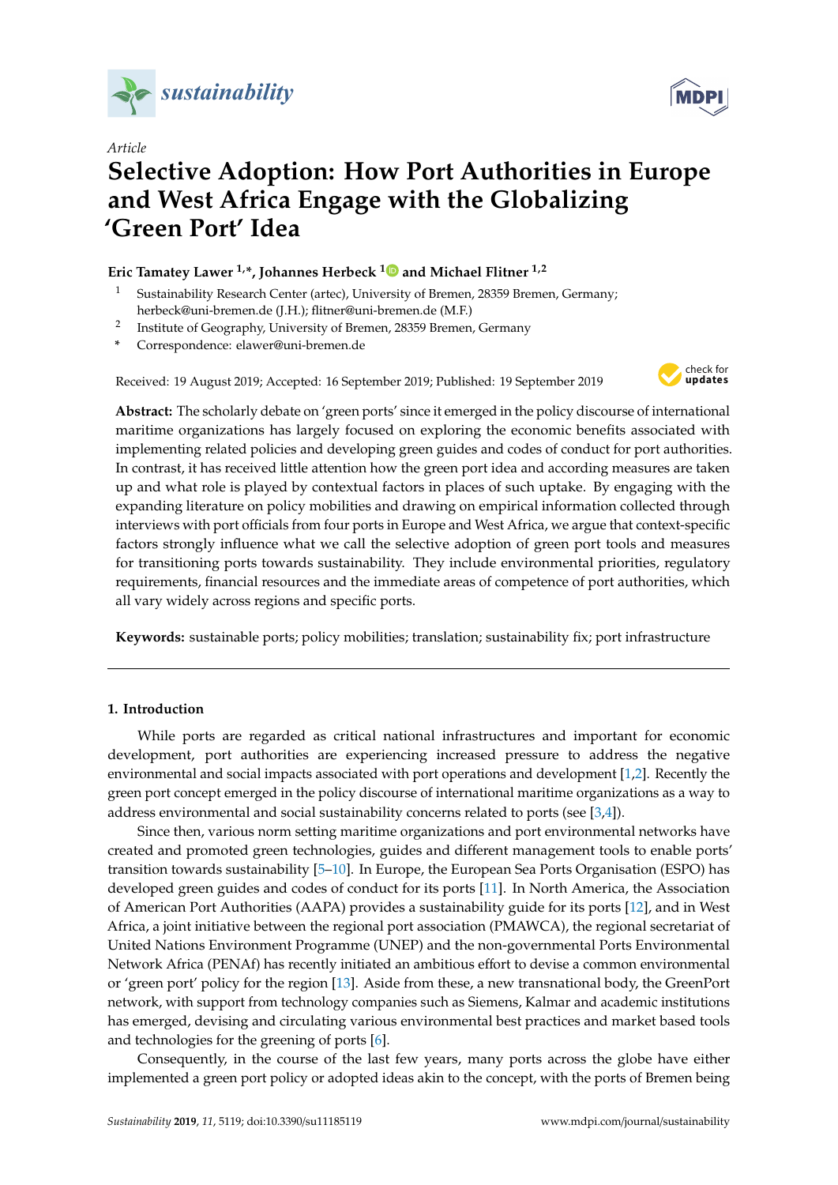*Article*

# Selective Adoption: How Port Authorities in Europe and West Africa Engage with the Globalizing 'Green Port' Idea

**Eric Tamatey Lawer [1,*], Johannes Herbeck [1] and Michael Flitner [1,2]**

1 Sustainability Research Center (artec), University of Bremen, 28359 Bremen, Germany; herbeck@uni-bremen.de (J.H.); flitner@uni-bremen.de (M.F.)
2 Institute of Geography, University of Bremen, 28359 Bremen, Germany
* Correspondence: elawer@uni-bremen.de

Received: 19 August 2019; Accepted: 16 September 2019; Published: 19 September 2019

**Abstract:** The scholarly debate on 'green ports' since it emerged in the policy discourse of international maritime organizations has largely focused on exploring the economic benefits associated with implementing related policies and developing green guides and codes of conduct for port authorities. In contrast, it has received little attention how the green port idea and according measures are taken up and what role is played by contextual factors in places of such uptake. By engaging with the expanding literature on policy mobilities and drawing on empirical information collected through interviews with port officials from four ports in Europe and West Africa, we argue that context-specific factors strongly influence what we call the selective adoption of green port tools and measures for transitioning ports towards sustainability. They include environmental priorities, regulatory requirements, financial resources and the immediate areas of competence of port authorities, which all vary widely across regions and specific ports.

**Keywords:** sustainable ports; policy mobilities; translation; sustainability fix; port infrastructure

## 1. Introduction

While ports are regarded as critical national infrastructures and important for economic development, port authorities are experiencing increased pressure to address the negative environmental and social impacts associated with port operations and development [1,2]. Recently the green port concept emerged in the policy discourse of international maritime organizations as a way to address environmental and social sustainability concerns related to ports (see [3,4]).

Since then, various norm setting maritime organizations and port environmental networks have created and promoted green technologies, guides and different management tools to enable ports' transition towards sustainability [5–10]. In Europe, the European Sea Ports Organisation (ESPO) has developed green guides and codes of conduct for its ports [11]. In North America, the Association of American Port Authorities (AAPA) provides a sustainability guide for its ports [12], and in West Africa, a joint initiative between the regional port association (PMAWCA), the regional secretariat of United Nations Environment Programme (UNEP) and the non-governmental Ports Environmental Network Africa (PENAf) has recently initiated an ambitious effort to devise a common environmental or 'green port' policy for the region [13]. Aside from these, a new transnational body, the GreenPort network, with support from technology companies such as Siemens, Kalmar and academic institutions has emerged, devising and circulating various environmental best practices and market based tools and technologies for the greening of ports [6].

Consequently, in the course of the last few years, many ports across the globe have either implemented a green port policy or adopted ideas akin to the concept, with the ports of Bremen being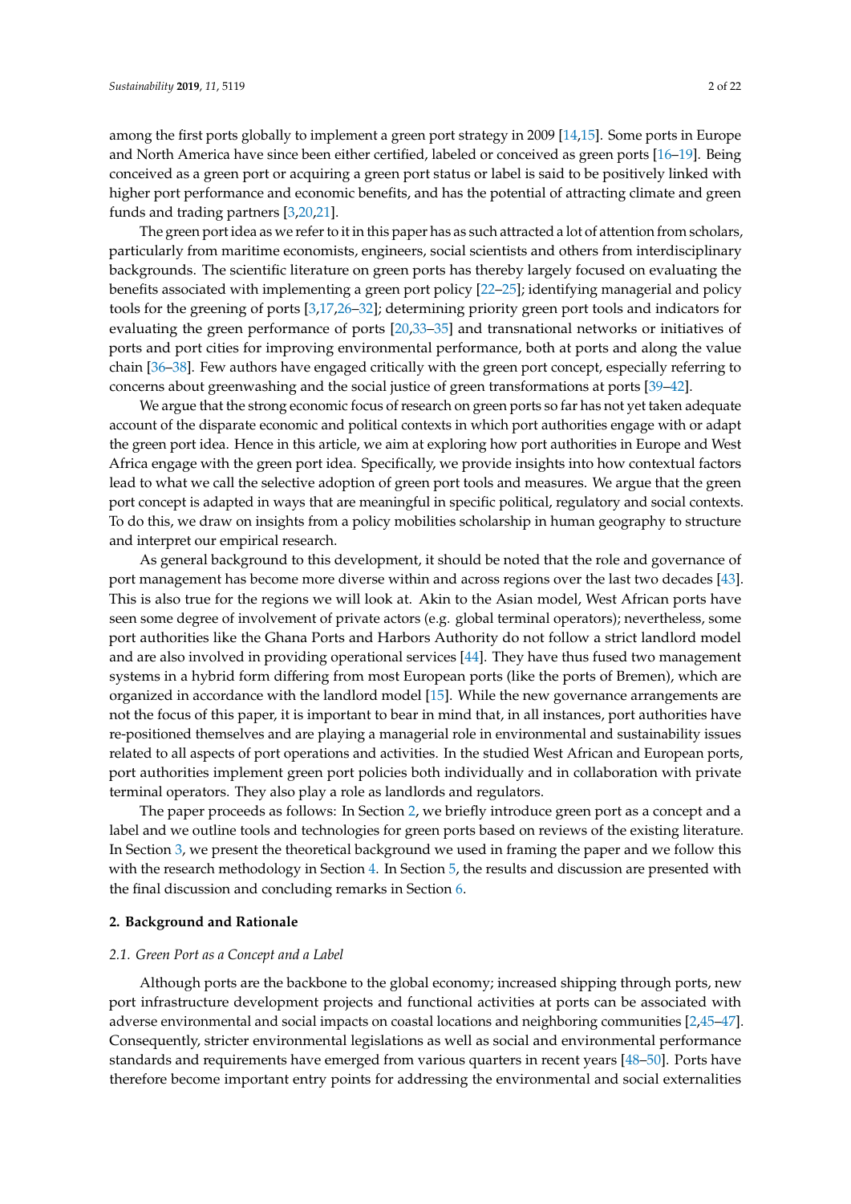among the first ports globally to implement a green port strategy in 2009 [14,15]. Some ports in Europe and North America have since been either certified, labeled or conceived as green ports [16–19]. Being conceived as a green port or acquiring a green port status or label is said to be positively linked with higher port performance and economic benefits, and has the potential of attracting climate and green funds and trading partners [3,20,21].

The green port idea as we refer to it in this paper has as such attracted a lot of attention from scholars, particularly from maritime economists, engineers, social scientists and others from interdisciplinary backgrounds. The scientific literature on green ports has thereby largely focused on evaluating the benefits associated with implementing a green port policy [22–25]; identifying managerial and policy tools for the greening of ports [3,17,26–32]; determining priority green port tools and indicators for evaluating the green performance of ports [20,33–35] and transnational networks or initiatives of ports and port cities for improving environmental performance, both at ports and along the value chain [36–38]. Few authors have engaged critically with the green port concept, especially referring to concerns about greenwashing and the social justice of green transformations at ports [39–42].

We argue that the strong economic focus of research on green ports so far has not yet taken adequate account of the disparate economic and political contexts in which port authorities engage with or adapt the green port idea. Hence in this article, we aim at exploring how port authorities in Europe and West Africa engage with the green port idea. Specifically, we provide insights into how contextual factors lead to what we call the selective adoption of green port tools and measures. We argue that the green port concept is adapted in ways that are meaningful in specific political, regulatory and social contexts. To do this, we draw on insights from a policy mobilities scholarship in human geography to structure and interpret our empirical research.

As general background to this development, it should be noted that the role and governance of port management has become more diverse within and across regions over the last two decades [43]. This is also true for the regions we will look at. Akin to the Asian model, West African ports have seen some degree of involvement of private actors (e.g. global terminal operators); nevertheless, some port authorities like the Ghana Ports and Harbors Authority do not follow a strict landlord model and are also involved in providing operational services [44]. They have thus fused two management systems in a hybrid form differing from most European ports (like the ports of Bremen), which are organized in accordance with the landlord model [15]. While the new governance arrangements are not the focus of this paper, it is important to bear in mind that, in all instances, port authorities have re-positioned themselves and are playing a managerial role in environmental and sustainability issues related to all aspects of port operations and activities. In the studied West African and European ports, port authorities implement green port policies both individually and in collaboration with private terminal operators. They also play a role as landlords and regulators.

The paper proceeds as follows: In Section 2, we briefly introduce green port as a concept and a label and we outline tools and technologies for green ports based on reviews of the existing literature. In Section 3, we present the theoretical background we used in framing the paper and we follow this with the research methodology in Section 4. In Section 5, the results and discussion are presented with the final discussion and concluding remarks in Section 6.

## 2. Background and Rationale

### 2.1. Green Port as a Concept and a Label

Although ports are the backbone to the global economy; increased shipping through ports, new port infrastructure development projects and functional activities at ports can be associated with adverse environmental and social impacts on coastal locations and neighboring communities [2,45–47]. Consequently, stricter environmental legislations as well as social and environmental performance standards and requirements have emerged from various quarters in recent years [48–50]. Ports have therefore become important entry points for addressing the environmental and social externalities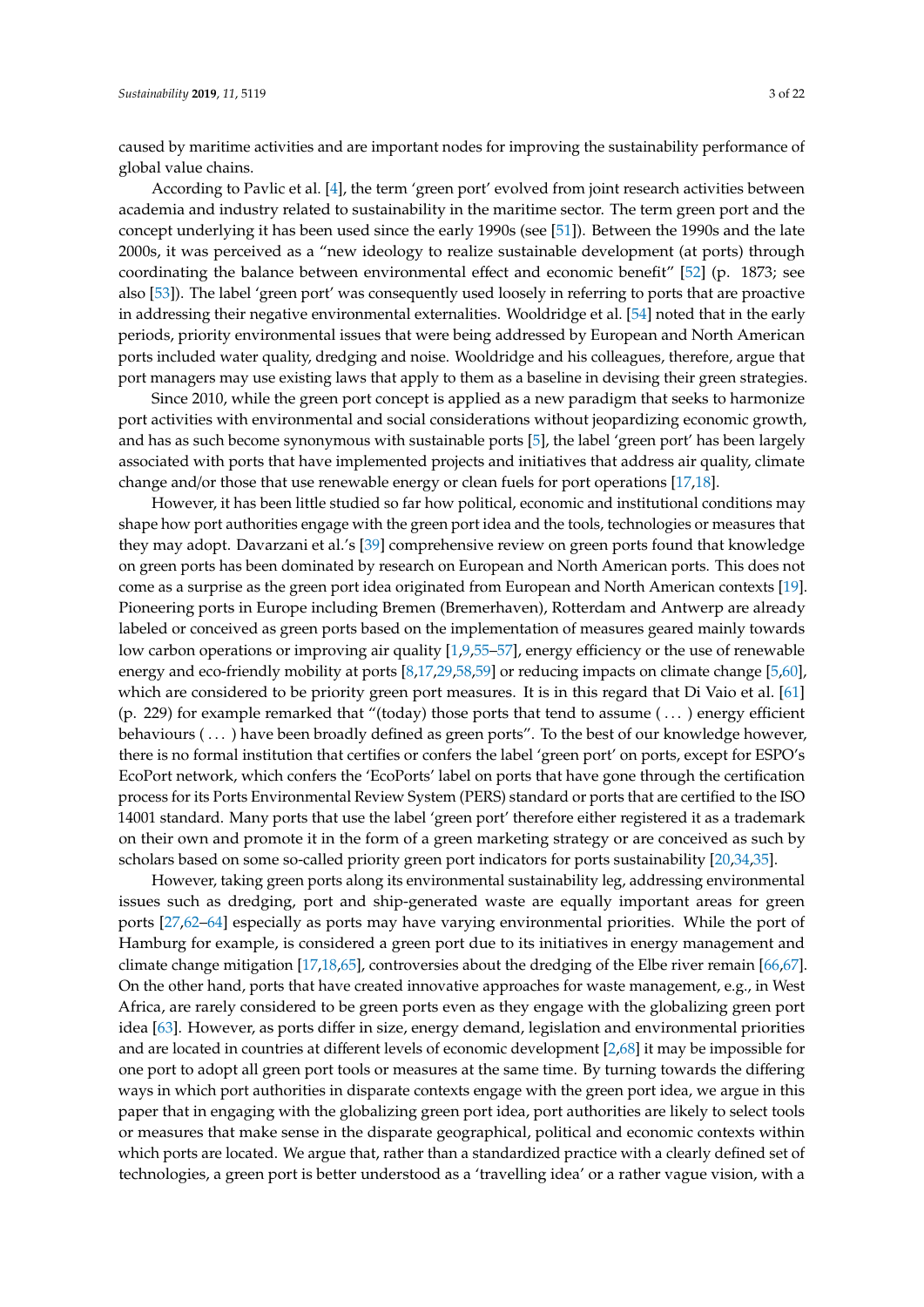caused by maritime activities and are important nodes for improving the sustainability performance of global value chains.

According to Pavlic et al. [4], the term 'green port' evolved from joint research activities between academia and industry related to sustainability in the maritime sector. The term green port and the concept underlying it has been used since the early 1990s (see [51]). Between the 1990s and the late 2000s, it was perceived as a "new ideology to realize sustainable development (at ports) through coordinating the balance between environmental effect and economic benefit" [52] (p. 1873; see also [53]). The label 'green port' was consequently used loosely in referring to ports that are proactive in addressing their negative environmental externalities. Wooldridge et al. [54] noted that in the early periods, priority environmental issues that were being addressed by European and North American ports included water quality, dredging and noise. Wooldridge and his colleagues, therefore, argue that port managers may use existing laws that apply to them as a baseline in devising their green strategies.

Since 2010, while the green port concept is applied as a new paradigm that seeks to harmonize port activities with environmental and social considerations without jeopardizing economic growth, and has as such become synonymous with sustainable ports [5], the label 'green port' has been largely associated with ports that have implemented projects and initiatives that address air quality, climate change and/or those that use renewable energy or clean fuels for port operations [17,18].

However, it has been little studied so far how political, economic and institutional conditions may shape how port authorities engage with the green port idea and the tools, technologies or measures that they may adopt. Davarzani et al.'s [39] comprehensive review on green ports found that knowledge on green ports has been dominated by research on European and North American ports. This does not come as a surprise as the green port idea originated from European and North American contexts [19]. Pioneering ports in Europe including Bremen (Bremerhaven), Rotterdam and Antwerp are already labeled or conceived as green ports based on the implementation of measures geared mainly towards low carbon operations or improving air quality [1,9,55–57], energy efficiency or the use of renewable energy and eco-friendly mobility at ports [8,17,29,58,59] or reducing impacts on climate change [5,60], which are considered to be priority green port measures. It is in this regard that Di Vaio et al. [61] (p. 229) for example remarked that "(today) those ports that tend to assume ( ... ) energy efficient behaviours ( ... ) have been broadly defined as green ports". To the best of our knowledge however, there is no formal institution that certifies or confers the label 'green port' on ports, except for ESPO's EcoPort network, which confers the 'EcoPorts' label on ports that have gone through the certification process for its Ports Environmental Review System (PERS) standard or ports that are certified to the ISO 14001 standard. Many ports that use the label 'green port' therefore either registered it as a trademark on their own and promote it in the form of a green marketing strategy or are conceived as such by scholars based on some so-called priority green port indicators for ports sustainability [20,34,35].

However, taking green ports along its environmental sustainability leg, addressing environmental issues such as dredging, port and ship-generated waste are equally important areas for green ports [27,62–64] especially as ports may have varying environmental priorities. While the port of Hamburg for example, is considered a green port due to its initiatives in energy management and climate change mitigation [17,18,65], controversies about the dredging of the Elbe river remain [66,67]. On the other hand, ports that have created innovative approaches for waste management, e.g., in West Africa, are rarely considered to be green ports even as they engage with the globalizing green port idea [63]. However, as ports differ in size, energy demand, legislation and environmental priorities and are located in countries at different levels of economic development [2,68] it may be impossible for one port to adopt all green port tools or measures at the same time. By turning towards the differing ways in which port authorities in disparate contexts engage with the green port idea, we argue in this paper that in engaging with the globalizing green port idea, port authorities are likely to select tools or measures that make sense in the disparate geographical, political and economic contexts within which ports are located. We argue that, rather than a standardized practice with a clearly defined set of technologies, a green port is better understood as a 'travelling idea' or a rather vague vision, with a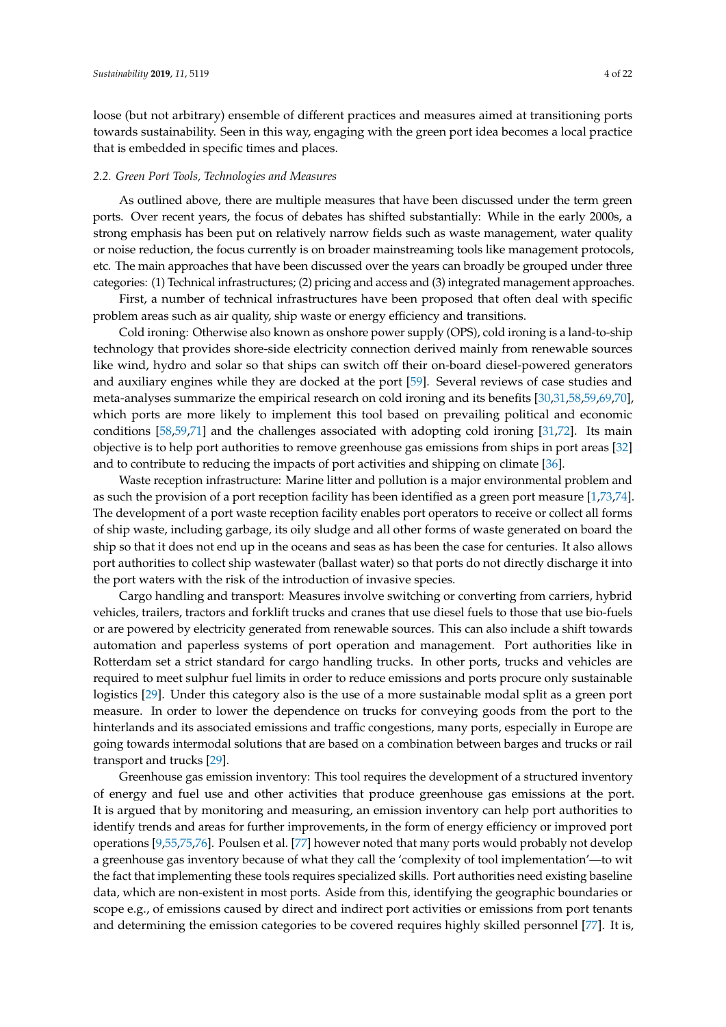loose (but not arbitrary) ensemble of different practices and measures aimed at transitioning ports towards sustainability. Seen in this way, engaging with the green port idea becomes a local practice that is embedded in specific times and places.

### *2.2. Green Port Tools, Technologies and Measures*

As outlined above, there are multiple measures that have been discussed under the term green ports. Over recent years, the focus of debates has shifted substantially: While in the early 2000s, a strong emphasis has been put on relatively narrow fields such as waste management, water quality or noise reduction, the focus currently is on broader mainstreaming tools like management protocols, etc. The main approaches that have been discussed over the years can broadly be grouped under three categories: (1) Technical infrastructures; (2) pricing and access and (3) integrated management approaches.

First, a number of technical infrastructures have been proposed that often deal with specific problem areas such as air quality, ship waste or energy efficiency and transitions.

Cold ironing: Otherwise also known as onshore power supply (OPS), cold ironing is a land-to-ship technology that provides shore-side electricity connection derived mainly from renewable sources like wind, hydro and solar so that ships can switch off their on-board diesel-powered generators and auxiliary engines while they are docked at the port [59]. Several reviews of case studies and meta-analyses summarize the empirical research on cold ironing and its benefits [30,31,58,59,69,70], which ports are more likely to implement this tool based on prevailing political and economic conditions [58,59,71] and the challenges associated with adopting cold ironing [31,72]. Its main objective is to help port authorities to remove greenhouse gas emissions from ships in port areas [32] and to contribute to reducing the impacts of port activities and shipping on climate [36].

Waste reception infrastructure: Marine litter and pollution is a major environmental problem and as such the provision of a port reception facility has been identified as a green port measure [1,73,74]. The development of a port waste reception facility enables port operators to receive or collect all forms of ship waste, including garbage, its oily sludge and all other forms of waste generated on board the ship so that it does not end up in the oceans and seas as has been the case for centuries. It also allows port authorities to collect ship wastewater (ballast water) so that ports do not directly discharge it into the port waters with the risk of the introduction of invasive species.

Cargo handling and transport: Measures involve switching or converting from carriers, hybrid vehicles, trailers, tractors and forklift trucks and cranes that use diesel fuels to those that use bio-fuels or are powered by electricity generated from renewable sources. This can also include a shift towards automation and paperless systems of port operation and management. Port authorities like in Rotterdam set a strict standard for cargo handling trucks. In other ports, trucks and vehicles are required to meet sulphur fuel limits in order to reduce emissions and ports procure only sustainable logistics [29]. Under this category also is the use of a more sustainable modal split as a green port measure. In order to lower the dependence on trucks for conveying goods from the port to the hinterlands and its associated emissions and traffic congestions, many ports, especially in Europe are going towards intermodal solutions that are based on a combination between barges and trucks or rail transport and trucks [29].

Greenhouse gas emission inventory: This tool requires the development of a structured inventory of energy and fuel use and other activities that produce greenhouse gas emissions at the port. It is argued that by monitoring and measuring, an emission inventory can help port authorities to identify trends and areas for further improvements, in the form of energy efficiency or improved port operations [9,55,75,76]. Poulsen et al. [77] however noted that many ports would probably not develop a greenhouse gas inventory because of what they call the 'complexity of tool implementation'—to wit the fact that implementing these tools requires specialized skills. Port authorities need existing baseline data, which are non-existent in most ports. Aside from this, identifying the geographic boundaries or scope e.g., of emissions caused by direct and indirect port activities or emissions from port tenants and determining the emission categories to be covered requires highly skilled personnel [77]. It is,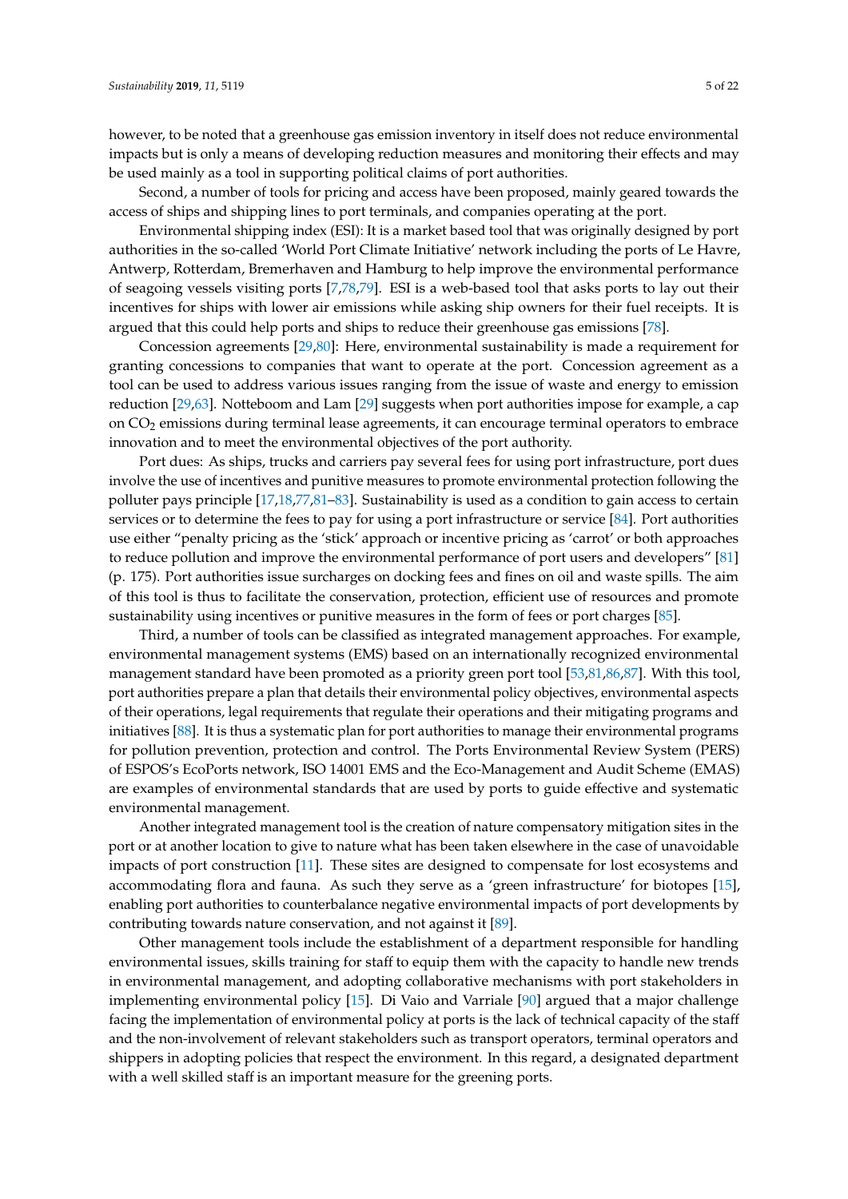however, to be noted that a greenhouse gas emission inventory in itself does not reduce environmental impacts but is only a means of developing reduction measures and monitoring their effects and may be used mainly as a tool in supporting political claims of port authorities.

Second, a number of tools for pricing and access have been proposed, mainly geared towards the access of ships and shipping lines to port terminals, and companies operating at the port.

Environmental shipping index (ESI): It is a market based tool that was originally designed by port authorities in the so-called 'World Port Climate Initiative' network including the ports of Le Havre, Antwerp, Rotterdam, Bremerhaven and Hamburg to help improve the environmental performance of seagoing vessels visiting ports [7,78,79]. ESI is a web-based tool that asks ports to lay out their incentives for ships with lower air emissions while asking ship owners for their fuel receipts. It is argued that this could help ports and ships to reduce their greenhouse gas emissions [78].

Concession agreements [29,80]: Here, environmental sustainability is made a requirement for granting concessions to companies that want to operate at the port. Concession agreement as a tool can be used to address various issues ranging from the issue of waste and energy to emission reduction [29,63]. Notteboom and Lam [29] suggests when port authorities impose for example, a cap on $CO_2$ emissions during terminal lease agreements, it can encourage terminal operators to embrace innovation and to meet the environmental objectives of the port authority.

Port dues: As ships, trucks and carriers pay several fees for using port infrastructure, port dues involve the use of incentives and punitive measures to promote environmental protection following the polluter pays principle [17,18,77,81–83]. Sustainability is used as a condition to gain access to certain services or to determine the fees to pay for using a port infrastructure or service [84]. Port authorities use either "penalty pricing as the 'stick' approach or incentive pricing as 'carrot' or both approaches to reduce pollution and improve the environmental performance of port users and developers" [81] (p. 175). Port authorities issue surcharges on docking fees and fines on oil and waste spills. The aim of this tool is thus to facilitate the conservation, protection, efficient use of resources and promote sustainability using incentives or punitive measures in the form of fees or port charges [85].

Third, a number of tools can be classified as integrated management approaches. For example, environmental management systems (EMS) based on an internationally recognized environmental management standard have been promoted as a priority green port tool [53,81,86,87]. With this tool, port authorities prepare a plan that details their environmental policy objectives, environmental aspects of their operations, legal requirements that regulate their operations and their mitigating programs and initiatives [88]. It is thus a systematic plan for port authorities to manage their environmental programs for pollution prevention, protection and control. The Ports Environmental Review System (PERS) of ESPOS's EcoPorts network, ISO 14001 EMS and the Eco-Management and Audit Scheme (EMAS) are examples of environmental standards that are used by ports to guide effective and systematic environmental management.

Another integrated management tool is the creation of nature compensatory mitigation sites in the port or at another location to give to nature what has been taken elsewhere in the case of unavoidable impacts of port construction [11]. These sites are designed to compensate for lost ecosystems and accommodating flora and fauna. As such they serve as a 'green infrastructure' for biotopes [15], enabling port authorities to counterbalance negative environmental impacts of port developments by contributing towards nature conservation, and not against it [89].

Other management tools include the establishment of a department responsible for handling environmental issues, skills training for staff to equip them with the capacity to handle new trends in environmental management, and adopting collaborative mechanisms with port stakeholders in implementing environmental policy [15]. Di Vaio and Varriale [90] argued that a major challenge facing the implementation of environmental policy at ports is the lack of technical capacity of the staff and the non-involvement of relevant stakeholders such as transport operators, terminal operators and shippers in adopting policies that respect the environment. In this regard, a designated department with a well skilled staff is an important measure for the greening ports.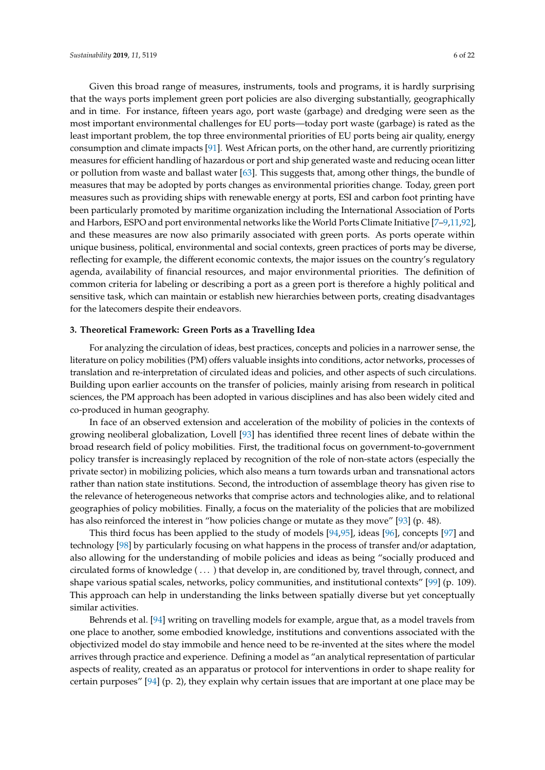Given this broad range of measures, instruments, tools and programs, it is hardly surprising that the ways ports implement green port policies are also diverging substantially, geographically and in time. For instance, fifteen years ago, port waste (garbage) and dredging were seen as the most important environmental challenges for EU ports—today port waste (garbage) is rated as the least important problem, the top three environmental priorities of EU ports being air quality, energy consumption and climate impacts [91]. West African ports, on the other hand, are currently prioritizing measures for efficient handling of hazardous or port and ship generated waste and reducing ocean litter or pollution from waste and ballast water [63]. This suggests that, among other things, the bundle of measures that may be adopted by ports changes as environmental priorities change. Today, green port measures such as providing ships with renewable energy at ports, ESI and carbon foot printing have been particularly promoted by maritime organization including the International Association of Ports and Harbors, ESPO and port environmental networks like the World Ports Climate Initiative [7–9,11,92], and these measures are now also primarily associated with green ports. As ports operate within unique business, political, environmental and social contexts, green practices of ports may be diverse, reflecting for example, the different economic contexts, the major issues on the country's regulatory agenda, availability of financial resources, and major environmental priorities. The definition of common criteria for labeling or describing a port as a green port is therefore a highly political and sensitive task, which can maintain or establish new hierarchies between ports, creating disadvantages for the latecomers despite their endeavors.

## 3. Theoretical Framework: Green Ports as a Travelling Idea

For analyzing the circulation of ideas, best practices, concepts and policies in a narrower sense, the literature on policy mobilities (PM) offers valuable insights into conditions, actor networks, processes of translation and re-interpretation of circulated ideas and policies, and other aspects of such circulations. Building upon earlier accounts on the transfer of policies, mainly arising from research in political sciences, the PM approach has been adopted in various disciplines and has also been widely cited and co-produced in human geography.

In face of an observed extension and acceleration of the mobility of policies in the contexts of growing neoliberal globalization, Lovell [93] has identified three recent lines of debate within the broad research field of policy mobilities. First, the traditional focus on government-to-government policy transfer is increasingly replaced by recognition of the role of non-state actors (especially the private sector) in mobilizing policies, which also means a turn towards urban and transnational actors rather than nation state institutions. Second, the introduction of assemblage theory has given rise to the relevance of heterogeneous networks that comprise actors and technologies alike, and to relational geographies of policy mobilities. Finally, a focus on the materiality of the policies that are mobilized has also reinforced the interest in "how policies change or mutate as they move" [93] (p. 48).

This third focus has been applied to the study of models [94,95], ideas [96], concepts [97] and technology [98] by particularly focusing on what happens in the process of transfer and/or adaptation, also allowing for the understanding of mobile policies and ideas as being "socially produced and circulated forms of knowledge ( ... ) that develop in, are conditioned by, travel through, connect, and shape various spatial scales, networks, policy communities, and institutional contexts" [99] (p. 109). This approach can help in understanding the links between spatially diverse but yet conceptually similar activities.

Behrends et al. [94] writing on travelling models for example, argue that, as a model travels from one place to another, some embodied knowledge, institutions and conventions associated with the objectivized model do stay immobile and hence need to be re-invented at the sites where the model arrives through practice and experience. Defining a model as "an analytical representation of particular aspects of reality, created as an apparatus or protocol for interventions in order to shape reality for certain purposes" [94] (p. 2), they explain why certain issues that are important at one place may be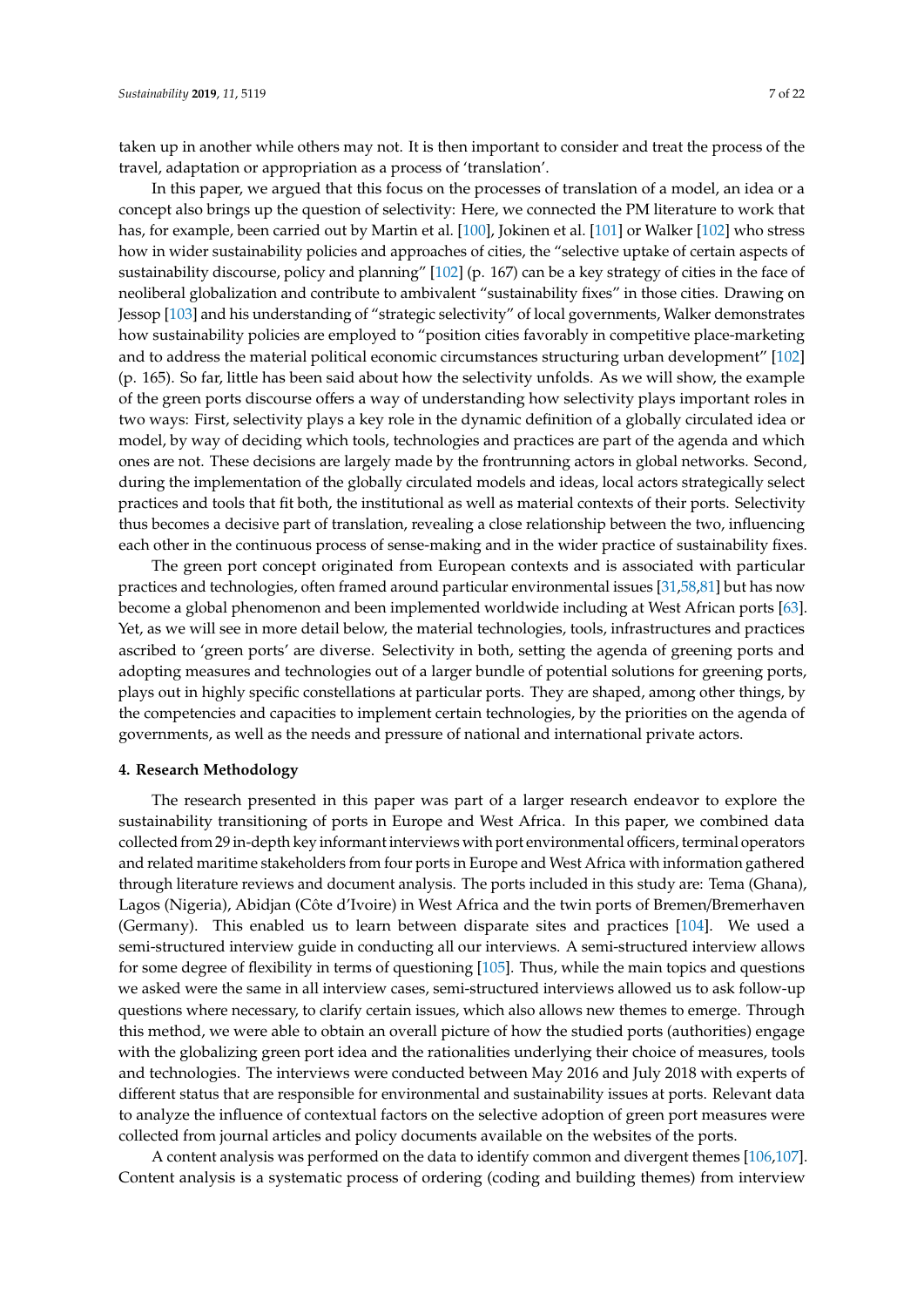taken up in another while others may not. It is then important to consider and treat the process of the travel, adaptation or appropriation as a process of 'translation'.

In this paper, we argued that this focus on the processes of translation of a model, an idea or a concept also brings up the question of selectivity: Here, we connected the PM literature to work that has, for example, been carried out by Martin et al. [100], Jokinen et al. [101] or Walker [102] who stress how in wider sustainability policies and approaches of cities, the "selective uptake of certain aspects of sustainability discourse, policy and planning" [102] (p. 167) can be a key strategy of cities in the face of neoliberal globalization and contribute to ambivalent "sustainability fixes" in those cities. Drawing on Jessop [103] and his understanding of "strategic selectivity" of local governments, Walker demonstrates how sustainability policies are employed to "position cities favorably in competitive place-marketing and to address the material political economic circumstances structuring urban development" [102] (p. 165). So far, little has been said about how the selectivity unfolds. As we will show, the example of the green ports discourse offers a way of understanding how selectivity plays important roles in two ways: First, selectivity plays a key role in the dynamic definition of a globally circulated idea or model, by way of deciding which tools, technologies and practices are part of the agenda and which ones are not. These decisions are largely made by the frontrunning actors in global networks. Second, during the implementation of the globally circulated models and ideas, local actors strategically select practices and tools that fit both, the institutional as well as material contexts of their ports. Selectivity thus becomes a decisive part of translation, revealing a close relationship between the two, influencing each other in the continuous process of sense-making and in the wider practice of sustainability fixes.

The green port concept originated from European contexts and is associated with particular practices and technologies, often framed around particular environmental issues [31,58,81] but has now become a global phenomenon and been implemented worldwide including at West African ports [63]. Yet, as we will see in more detail below, the material technologies, tools, infrastructures and practices ascribed to 'green ports' are diverse. Selectivity in both, setting the agenda of greening ports and adopting measures and technologies out of a larger bundle of potential solutions for greening ports, plays out in highly specific constellations at particular ports. They are shaped, among other things, by the competencies and capacities to implement certain technologies, by the priorities on the agenda of governments, as well as the needs and pressure of national and international private actors.

## 4. Research Methodology

The research presented in this paper was part of a larger research endeavor to explore the sustainability transitioning of ports in Europe and West Africa. In this paper, we combined data collected from 29 in-depth key informant interviews with port environmental officers, terminal operators and related maritime stakeholders from four ports in Europe and West Africa with information gathered through literature reviews and document analysis. The ports included in this study are: Tema (Ghana), Lagos (Nigeria), Abidjan (Côte d'Ivoire) in West Africa and the twin ports of Bremen/Bremerhaven (Germany). This enabled us to learn between disparate sites and practices [104]. We used a semi-structured interview guide in conducting all our interviews. A semi-structured interview allows for some degree of flexibility in terms of questioning [105]. Thus, while the main topics and questions we asked were the same in all interview cases, semi-structured interviews allowed us to ask follow-up questions where necessary, to clarify certain issues, which also allows new themes to emerge. Through this method, we were able to obtain an overall picture of how the studied ports (authorities) engage with the globalizing green port idea and the rationalities underlying their choice of measures, tools and technologies. The interviews were conducted between May 2016 and July 2018 with experts of different status that are responsible for environmental and sustainability issues at ports. Relevant data to analyze the influence of contextual factors on the selective adoption of green port measures were collected from journal articles and policy documents available on the websites of the ports.

A content analysis was performed on the data to identify common and divergent themes [106,107]. Content analysis is a systematic process of ordering (coding and building themes) from interview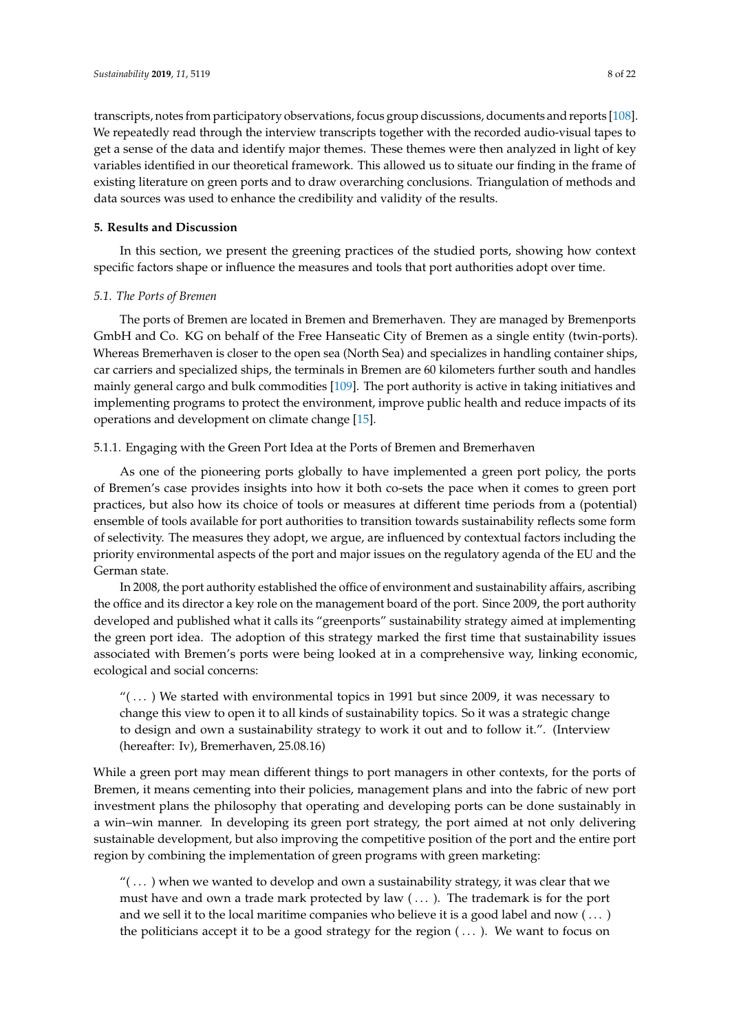transcripts, notes from participatory observations, focus group discussions, documents and reports [108]. We repeatedly read through the interview transcripts together with the recorded audio-visual tapes to get a sense of the data and identify major themes. These themes were then analyzed in light of key variables identified in our theoretical framework. This allowed us to situate our finding in the frame of existing literature on green ports and to draw overarching conclusions. Triangulation of methods and data sources was used to enhance the credibility and validity of the results.

## 5. Results and Discussion

In this section, we present the greening practices of the studied ports, showing how context specific factors shape or influence the measures and tools that port authorities adopt over time.

### *5.1. The Ports of Bremen*

The ports of Bremen are located in Bremen and Bremerhaven. They are managed by Bremenports GmbH and Co. KG on behalf of the Free Hanseatic City of Bremen as a single entity (twin-ports). Whereas Bremerhaven is closer to the open sea (North Sea) and specializes in handling container ships, car carriers and specialized ships, the terminals in Bremen are 60 kilometers further south and handles mainly general cargo and bulk commodities [109]. The port authority is active in taking initiatives and implementing programs to protect the environment, improve public health and reduce impacts of its operations and development on climate change [15].

#### 5.1.1. Engaging with the Green Port Idea at the Ports of Bremen and Bremerhaven

As one of the pioneering ports globally to have implemented a green port policy, the ports of Bremen's case provides insights into how it both co-sets the pace when it comes to green port practices, but also how its choice of tools or measures at different time periods from a (potential) ensemble of tools available for port authorities to transition towards sustainability reflects some form of selectivity. The measures they adopt, we argue, are influenced by contextual factors including the priority environmental aspects of the port and major issues on the regulatory agenda of the EU and the German state.

In 2008, the port authority established the office of environment and sustainability affairs, ascribing the office and its director a key role on the management board of the port. Since 2009, the port authority developed and published what it calls its "greenports" sustainability strategy aimed at implementing the green port idea. The adoption of this strategy marked the first time that sustainability issues associated with Bremen's ports were being looked at in a comprehensive way, linking economic, ecological and social concerns:

> "( ... ) We started with environmental topics in 1991 but since 2009, it was necessary to change this view to open it to all kinds of sustainability topics. So it was a strategic change to design and own a sustainability strategy to work it out and to follow it.". (Interview (hereafter: Iv), Bremerhaven, 25.08.16)

While a green port may mean different things to port managers in other contexts, for the ports of Bremen, it means cementing into their policies, management plans and into the fabric of new port investment plans the philosophy that operating and developing ports can be done sustainably in a win–win manner. In developing its green port strategy, the port aimed at not only delivering sustainable development, but also improving the competitive position of the port and the entire port region by combining the implementation of green programs with green marketing:

> "( ... ) when we wanted to develop and own a sustainability strategy, it was clear that we must have and own a trade mark protected by law ( ... ). The trademark is for the port and we sell it to the local maritime companies who believe it is a good label and now ( ... ) the politicians accept it to be a good strategy for the region ( ... ). We want to focus on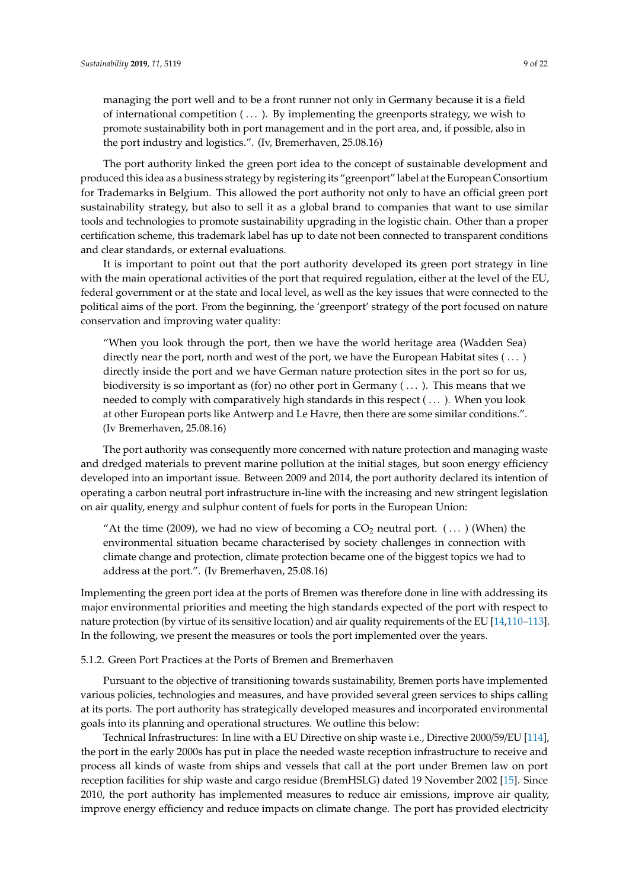managing the port well and to be a front runner not only in Germany because it is a field of international competition ( ... ). By implementing the greenports strategy, we wish to promote sustainability both in port management and in the port area, and, if possible, also in the port industry and logistics.". (Iv, Bremerhaven, 25.08.16)

The port authority linked the green port idea to the concept of sustainable development and produced this idea as a business strategy by registering its "greenport" label at the European Consortium for Trademarks in Belgium. This allowed the port authority not only to have an official green port sustainability strategy, but also to sell it as a global brand to companies that want to use similar tools and technologies to promote sustainability upgrading in the logistic chain. Other than a proper certification scheme, this trademark label has up to date not been connected to transparent conditions and clear standards, or external evaluations.

It is important to point out that the port authority developed its green port strategy in line with the main operational activities of the port that required regulation, either at the level of the EU, federal government or at the state and local level, as well as the key issues that were connected to the political aims of the port. From the beginning, the 'greenport' strategy of the port focused on nature conservation and improving water quality:

> "When you look through the port, then we have the world heritage area (Wadden Sea) directly near the port, north and west of the port, we have the European Habitat sites ( ... ) directly inside the port and we have German nature protection sites in the port so for us, biodiversity is so important as (for) no other port in Germany ( ... ). This means that we needed to comply with comparatively high standards in this respect ( ... ). When you look at other European ports like Antwerp and Le Havre, then there are some similar conditions.". (Iv Bremerhaven, 25.08.16)

The port authority was consequently more concerned with nature protection and managing waste and dredged materials to prevent marine pollution at the initial stages, but soon energy efficiency developed into an important issue. Between 2009 and 2014, the port authority declared its intention of operating a carbon neutral port infrastructure in-line with the increasing and new stringent legislation on air quality, energy and sulphur content of fuels for ports in the European Union:

> "At the time (2009), we had no view of becoming a $CO_2$ neutral port. ( ... ) (When) the environmental situation became characterised by society challenges in connection with climate change and protection, climate protection became one of the biggest topics we had to address at the port.". (Iv Bremerhaven, 25.08.16)

Implementing the green port idea at the ports of Bremen was therefore done in line with addressing its major environmental priorities and meeting the high standards expected of the port with respect to nature protection (by virtue of its sensitive location) and air quality requirements of the EU [14,110–113]. In the following, we present the measures or tools the port implemented over the years.

#### 5.1.2. Green Port Practices at the Ports of Bremen and Bremerhaven

Pursuant to the objective of transitioning towards sustainability, Bremen ports have implemented various policies, technologies and measures, and have provided several green services to ships calling at its ports. The port authority has strategically developed measures and incorporated environmental goals into its planning and operational structures. We outline this below:

Technical Infrastructures: In line with a EU Directive on ship waste i.e., Directive 2000/59/EU [114], the port in the early 2000s has put in place the needed waste reception infrastructure to receive and process all kinds of waste from ships and vessels that call at the port under Bremen law on port reception facilities for ship waste and cargo residue (BremHSLG) dated 19 November 2002 [15]. Since 2010, the port authority has implemented measures to reduce air emissions, improve air quality, improve energy efficiency and reduce impacts on climate change. The port has provided electricity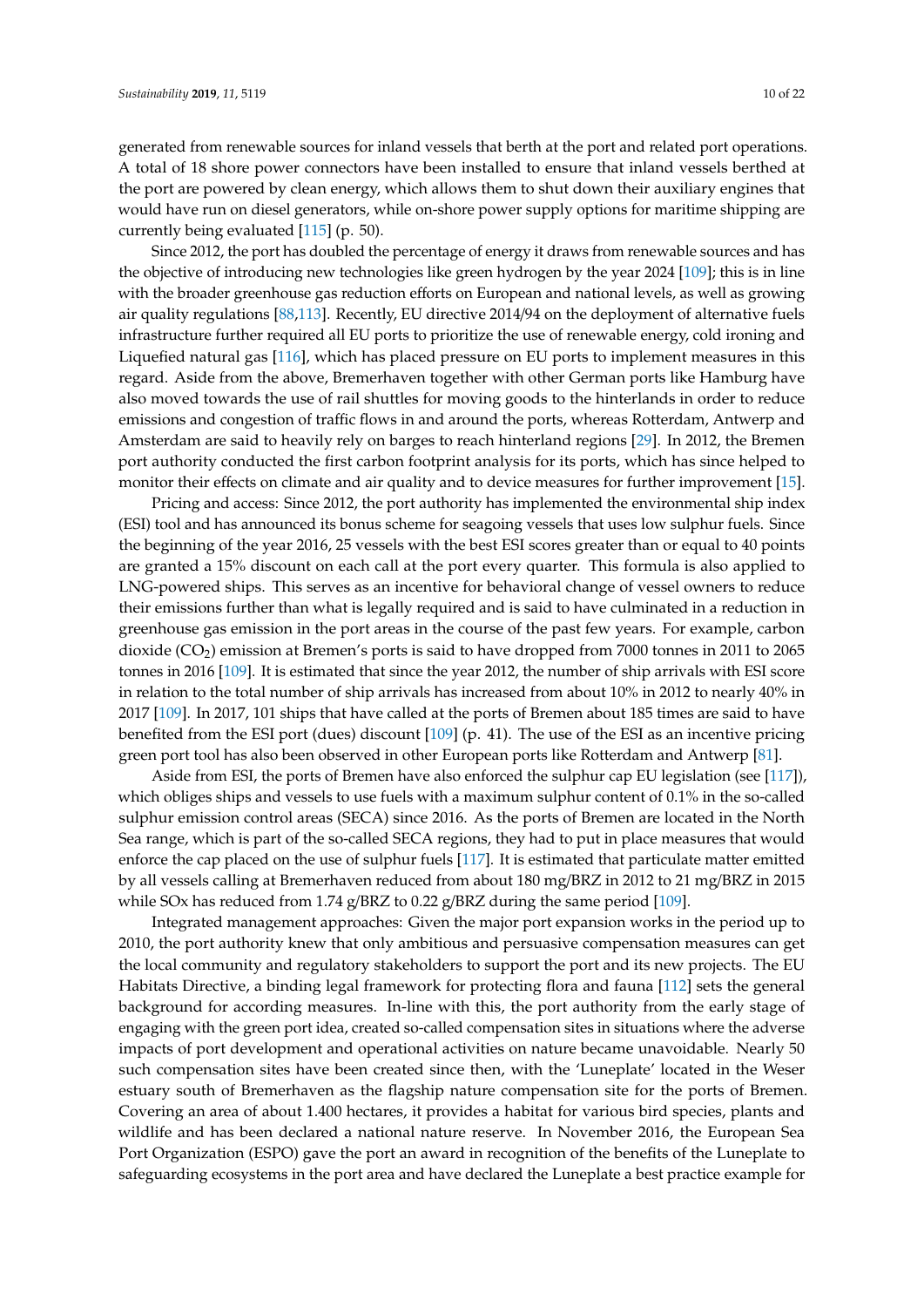generated from renewable sources for inland vessels that berth at the port and related port operations. A total of 18 shore power connectors have been installed to ensure that inland vessels berthed at the port are powered by clean energy, which allows them to shut down their auxiliary engines that would have run on diesel generators, while on-shore power supply options for maritime shipping are currently being evaluated [115] (p. 50).

Since 2012, the port has doubled the percentage of energy it draws from renewable sources and has the objective of introducing new technologies like green hydrogen by the year 2024 [109]; this is in line with the broader greenhouse gas reduction efforts on European and national levels, as well as growing air quality regulations [88,113]. Recently, EU directive 2014/94 on the deployment of alternative fuels infrastructure further required all EU ports to prioritize the use of renewable energy, cold ironing and Liquefied natural gas [116], which has placed pressure on EU ports to implement measures in this regard. Aside from the above, Bremerhaven together with other German ports like Hamburg have also moved towards the use of rail shuttles for moving goods to the hinterlands in order to reduce emissions and congestion of traffic flows in and around the ports, whereas Rotterdam, Antwerp and Amsterdam are said to heavily rely on barges to reach hinterland regions [29]. In 2012, the Bremen port authority conducted the first carbon footprint analysis for its ports, which has since helped to monitor their effects on climate and air quality and to device measures for further improvement [15].

Pricing and access: Since 2012, the port authority has implemented the environmental ship index (ESI) tool and has announced its bonus scheme for seagoing vessels that uses low sulphur fuels. Since the beginning of the year 2016, 25 vessels with the best ESI scores greater than or equal to 40 points are granted a 15% discount on each call at the port every quarter. This formula is also applied to LNG-powered ships. This serves as an incentive for behavioral change of vessel owners to reduce their emissions further than what is legally required and is said to have culminated in a reduction in greenhouse gas emission in the port areas in the course of the past few years. For example, carbon dioxide ($CO_2$) emission at Bremen's ports is said to have dropped from 7000 tonnes in 2011 to 2065 tonnes in 2016 [109]. It is estimated that since the year 2012, the number of ship arrivals with ESI score in relation to the total number of ship arrivals has increased from about 10% in 2012 to nearly 40% in 2017 [109]. In 2017, 101 ships that have called at the ports of Bremen about 185 times are said to have benefited from the ESI port (dues) discount [109] (p. 41). The use of the ESI as an incentive pricing green port tool has also been observed in other European ports like Rotterdam and Antwerp [81].

Aside from ESI, the ports of Bremen have also enforced the sulphur cap EU legislation (see [117]), which obliges ships and vessels to use fuels with a maximum sulphur content of 0.1% in the so-called sulphur emission control areas (SECA) since 2016. As the ports of Bremen are located in the North Sea range, which is part of the so-called SECA regions, they had to put in place measures that would enforce the cap placed on the use of sulphur fuels [117]. It is estimated that particulate matter emitted by all vessels calling at Bremerhaven reduced from about 180 mg/BRZ in 2012 to 21 mg/BRZ in 2015 while SOx has reduced from 1.74 g/BRZ to 0.22 g/BRZ during the same period [109].

Integrated management approaches: Given the major port expansion works in the period up to 2010, the port authority knew that only ambitious and persuasive compensation measures can get the local community and regulatory stakeholders to support the port and its new projects. The EU Habitats Directive, a binding legal framework for protecting flora and fauna [112] sets the general background for according measures. In-line with this, the port authority from the early stage of engaging with the green port idea, created so-called compensation sites in situations where the adverse impacts of port development and operational activities on nature became unavoidable. Nearly 50 such compensation sites have been created since then, with the 'Luneplate' located in the Weser estuary south of Bremerhaven as the flagship nature compensation site for the ports of Bremen. Covering an area of about 1.400 hectares, it provides a habitat for various bird species, plants and wildlife and has been declared a national nature reserve. In November 2016, the European Sea Port Organization (ESPO) gave the port an award in recognition of the benefits of the Luneplate to safeguarding ecosystems in the port area and have declared the Luneplate a best practice example for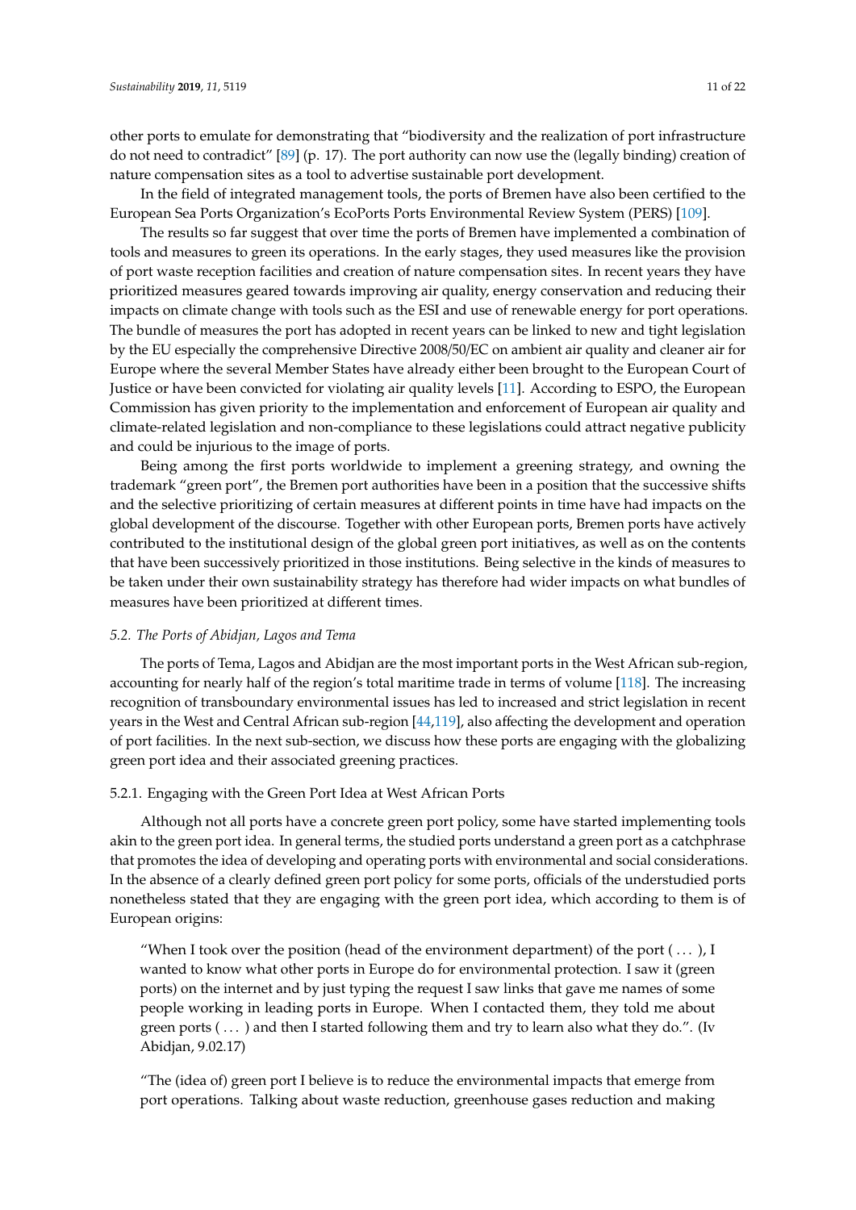other ports to emulate for demonstrating that "biodiversity and the realization of port infrastructure do not need to contradict" [89] (p. 17). The port authority can now use the (legally binding) creation of nature compensation sites as a tool to advertise sustainable port development.

In the field of integrated management tools, the ports of Bremen have also been certified to the European Sea Ports Organization's EcoPorts Ports Environmental Review System (PERS) [109].

The results so far suggest that over time the ports of Bremen have implemented a combination of tools and measures to green its operations. In the early stages, they used measures like the provision of port waste reception facilities and creation of nature compensation sites. In recent years they have prioritized measures geared towards improving air quality, energy conservation and reducing their impacts on climate change with tools such as the ESI and use of renewable energy for port operations. The bundle of measures the port has adopted in recent years can be linked to new and tight legislation by the EU especially the comprehensive Directive 2008/50/EC on ambient air quality and cleaner air for Europe where the several Member States have already either been brought to the European Court of Justice or have been convicted for violating air quality levels [11]. According to ESPO, the European Commission has given priority to the implementation and enforcement of European air quality and climate-related legislation and non-compliance to these legislations could attract negative publicity and could be injurious to the image of ports.

Being among the first ports worldwide to implement a greening strategy, and owning the trademark "green port", the Bremen port authorities have been in a position that the successive shifts and the selective prioritizing of certain measures at different points in time have had impacts on the global development of the discourse. Together with other European ports, Bremen ports have actively contributed to the institutional design of the global green port initiatives, as well as on the contents that have been successively prioritized in those institutions. Being selective in the kinds of measures to be taken under their own sustainability strategy has therefore had wider impacts on what bundles of measures have been prioritized at different times.

### *5.2. The Ports of Abidjan, Lagos and Tema*

The ports of Tema, Lagos and Abidjan are the most important ports in the West African sub-region, accounting for nearly half of the region's total maritime trade in terms of volume [118]. The increasing recognition of transboundary environmental issues has led to increased and strict legislation in recent years in the West and Central African sub-region [44,119], also affecting the development and operation of port facilities. In the next sub-section, we discuss how these ports are engaging with the globalizing green port idea and their associated greening practices.

#### 5.2.1. Engaging with the Green Port Idea at West African Ports

Although not all ports have a concrete green port policy, some have started implementing tools akin to the green port idea. In general terms, the studied ports understand a green port as a catchphrase that promotes the idea of developing and operating ports with environmental and social considerations. In the absence of a clearly defined green port policy for some ports, officials of the understudied ports nonetheless stated that they are engaging with the green port idea, which according to them is of European origins:

> "When I took over the position (head of the environment department) of the port ( ... ), I wanted to know what other ports in Europe do for environmental protection. I saw it (green ports) on the internet and by just typing the request I saw links that gave me names of some people working in leading ports in Europe. When I contacted them, they told me about green ports ( ... ) and then I started following them and try to learn also what they do.". (Iv Abidjan, 9.02.17)

> "The (idea of) green port I believe is to reduce the environmental impacts that emerge from port operations. Talking about waste reduction, greenhouse gases reduction and making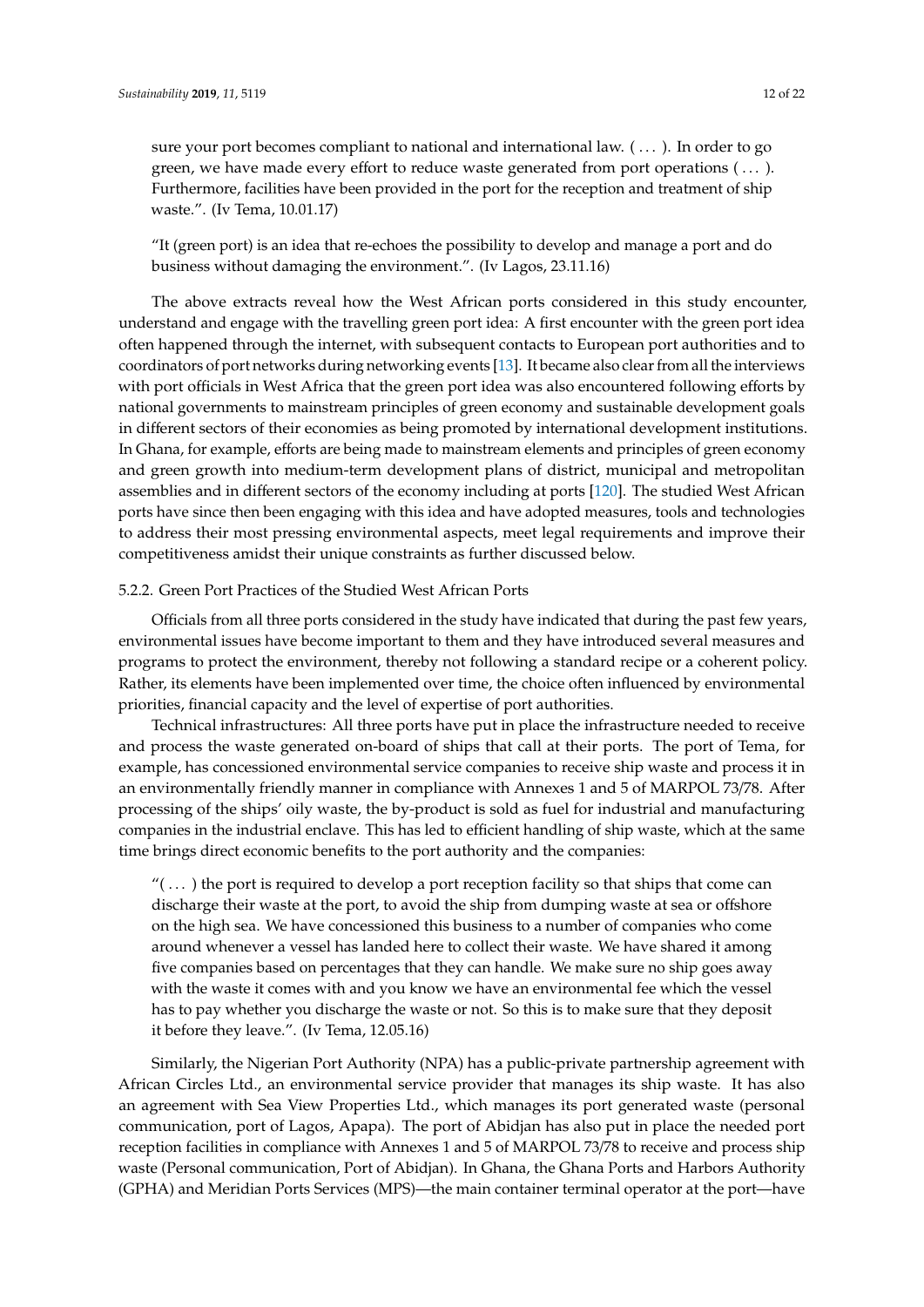sure your port becomes compliant to national and international law. ( ... ). In order to go green, we have made every effort to reduce waste generated from port operations ( ... ). Furthermore, facilities have been provided in the port for the reception and treatment of ship waste.". (Iv Tema, 10.01.17)

> "It (green port) is an idea that re-echoes the possibility to develop and manage a port and do business without damaging the environment.". (Iv Lagos, 23.11.16)

The above extracts reveal how the West African ports considered in this study encounter, understand and engage with the travelling green port idea: A first encounter with the green port idea often happened through the internet, with subsequent contacts to European port authorities and to coordinators of port networks during networking events [13]. It became also clear from all the interviews with port officials in West Africa that the green port idea was also encountered following efforts by national governments to mainstream principles of green economy and sustainable development goals in different sectors of their economies as being promoted by international development institutions. In Ghana, for example, efforts are being made to mainstream elements and principles of green economy and green growth into medium-term development plans of district, municipal and metropolitan assemblies and in different sectors of the economy including at ports [120]. The studied West African ports have since then been engaging with this idea and have adopted measures, tools and technologies to address their most pressing environmental aspects, meet legal requirements and improve their competitiveness amidst their unique constraints as further discussed below.

#### 5.2.2. Green Port Practices of the Studied West African Ports

Officials from all three ports considered in the study have indicated that during the past few years, environmental issues have become important to them and they have introduced several measures and programs to protect the environment, thereby not following a standard recipe or a coherent policy. Rather, its elements have been implemented over time, the choice often influenced by environmental priorities, financial capacity and the level of expertise of port authorities.

Technical infrastructures: All three ports have put in place the infrastructure needed to receive and process the waste generated on-board of ships that call at their ports. The port of Tema, for example, has concessioned environmental service companies to receive ship waste and process it in an environmentally friendly manner in compliance with Annexes 1 and 5 of MARPOL 73/78. After processing of the ships' oily waste, the by-product is sold as fuel for industrial and manufacturing companies in the industrial enclave. This has led to efficient handling of ship waste, which at the same time brings direct economic benefits to the port authority and the companies:

> "( ... ) the port is required to develop a port reception facility so that ships that come can discharge their waste at the port, to avoid the ship from dumping waste at sea or offshore on the high sea. We have concessioned this business to a number of companies who come around whenever a vessel has landed here to collect their waste. We have shared it among five companies based on percentages that they can handle. We make sure no ship goes away with the waste it comes with and you know we have an environmental fee which the vessel has to pay whether you discharge the waste or not. So this is to make sure that they deposit it before they leave.". (Iv Tema, 12.05.16)

Similarly, the Nigerian Port Authority (NPA) has a public-private partnership agreement with African Circles Ltd., an environmental service provider that manages its ship waste. It has also an agreement with Sea View Properties Ltd., which manages its port generated waste (personal communication, port of Lagos, Apapa). The port of Abidjan has also put in place the needed port reception facilities in compliance with Annexes 1 and 5 of MARPOL 73/78 to receive and process ship waste (Personal communication, Port of Abidjan). In Ghana, the Ghana Ports and Harbors Authority (GPHA) and Meridian Ports Services (MPS)—the main container terminal operator at the port—have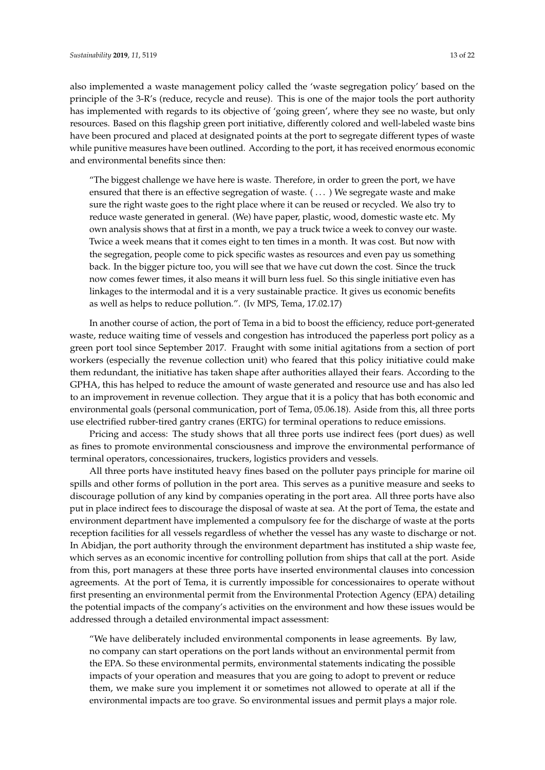also implemented a waste management policy called the 'waste segregation policy' based on the principle of the 3-R's (reduce, recycle and reuse). This is one of the major tools the port authority has implemented with regards to its objective of 'going green', where they see no waste, but only resources. Based on this flagship green port initiative, differently colored and well-labeled waste bins have been procured and placed at designated points at the port to segregate different types of waste while punitive measures have been outlined. According to the port, it has received enormous economic and environmental benefits since then:

> "The biggest challenge we have here is waste. Therefore, in order to green the port, we have ensured that there is an effective segregation of waste. ( ... ) We segregate waste and make sure the right waste goes to the right place where it can be reused or recycled. We also try to reduce waste generated in general. (We) have paper, plastic, wood, domestic waste etc. My own analysis shows that at first in a month, we pay a truck twice a week to convey our waste. Twice a week means that it comes eight to ten times in a month. It was cost. But now with the segregation, people come to pick specific wastes as resources and even pay us something back. In the bigger picture too, you will see that we have cut down the cost. Since the truck now comes fewer times, it also means it will burn less fuel. So this single initiative even has linkages to the intermodal and it is a very sustainable practice. It gives us economic benefits as well as helps to reduce pollution.". (Iv MPS, Tema, 17.02.17)

In another course of action, the port of Tema in a bid to boost the efficiency, reduce port-generated waste, reduce waiting time of vessels and congestion has introduced the paperless port policy as a green port tool since September 2017. Fraught with some initial agitations from a section of port workers (especially the revenue collection unit) who feared that this policy initiative could make them redundant, the initiative has taken shape after authorities allayed their fears. According to the GPHA, this has helped to reduce the amount of waste generated and resource use and has also led to an improvement in revenue collection. They argue that it is a policy that has both economic and environmental goals (personal communication, port of Tema, 05.06.18). Aside from this, all three ports use electrified rubber-tired gantry cranes (ERTG) for terminal operations to reduce emissions.

Pricing and access: The study shows that all three ports use indirect fees (port dues) as well as fines to promote environmental consciousness and improve the environmental performance of terminal operators, concessionaires, truckers, logistics providers and vessels.

All three ports have instituted heavy fines based on the polluter pays principle for marine oil spills and other forms of pollution in the port area. This serves as a punitive measure and seeks to discourage pollution of any kind by companies operating in the port area. All three ports have also put in place indirect fees to discourage the disposal of waste at sea. At the port of Tema, the estate and environment department have implemented a compulsory fee for the discharge of waste at the ports reception facilities for all vessels regardless of whether the vessel has any waste to discharge or not. In Abidjan, the port authority through the environment department has instituted a ship waste fee, which serves as an economic incentive for controlling pollution from ships that call at the port. Aside from this, port managers at these three ports have inserted environmental clauses into concession agreements. At the port of Tema, it is currently impossible for concessionaires to operate without first presenting an environmental permit from the Environmental Protection Agency (EPA) detailing the potential impacts of the company's activities on the environment and how these issues would be addressed through a detailed environmental impact assessment:

> "We have deliberately included environmental components in lease agreements. By law, no company can start operations on the port lands without an environmental permit from the EPA. So these environmental permits, environmental statements indicating the possible impacts of your operation and measures that you are going to adopt to prevent or reduce them, we make sure you implement it or sometimes not allowed to operate at all if the environmental impacts are too grave. So environmental issues and permit plays a major role.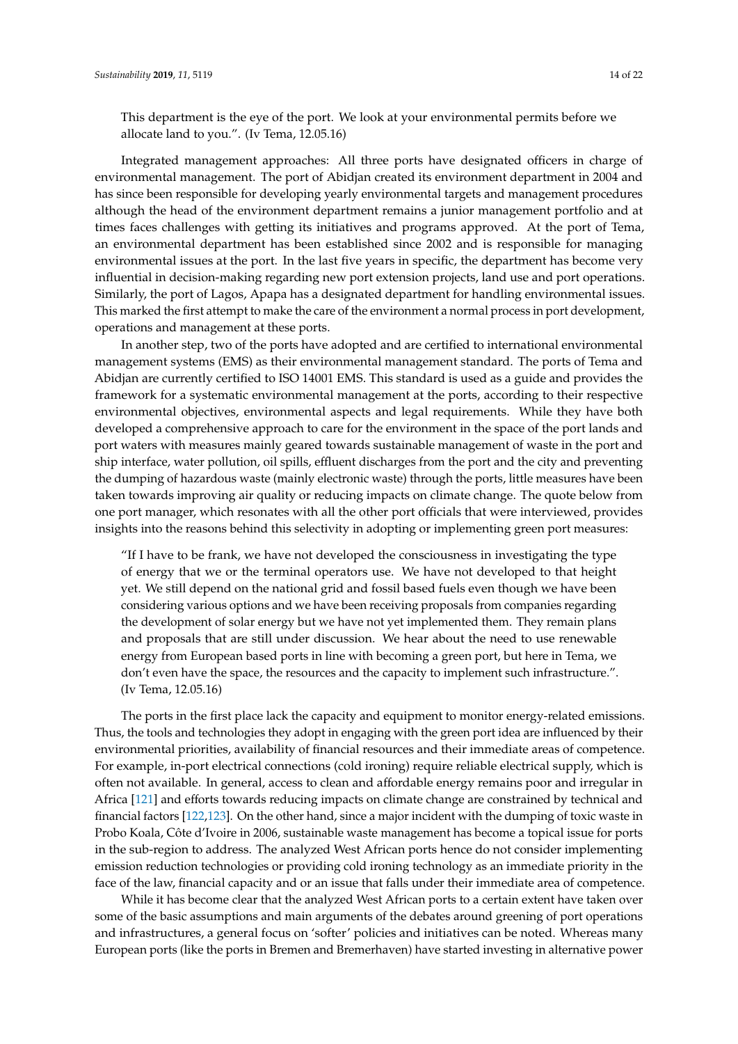> This department is the eye of the port. We look at your environmental permits before we allocate land to you.". (Iv Tema, 12.05.16)

Integrated management approaches: All three ports have designated officers in charge of environmental management. The port of Abidjan created its environment department in 2004 and has since been responsible for developing yearly environmental targets and management procedures although the head of the environment department remains a junior management portfolio and at times faces challenges with getting its initiatives and programs approved. At the port of Tema, an environmental department has been established since 2002 and is responsible for managing environmental issues at the port. In the last five years in specific, the department has become very influential in decision-making regarding new port extension projects, land use and port operations. Similarly, the port of Lagos, Apapa has a designated department for handling environmental issues. This marked the first attempt to make the care of the environment a normal process in port development, operations and management at these ports.

In another step, two of the ports have adopted and are certified to international environmental management systems (EMS) as their environmental management standard. The ports of Tema and Abidjan are currently certified to ISO 14001 EMS. This standard is used as a guide and provides the framework for a systematic environmental management at the ports, according to their respective environmental objectives, environmental aspects and legal requirements. While they have both developed a comprehensive approach to care for the environment in the space of the port lands and port waters with measures mainly geared towards sustainable management of waste in the port and ship interface, water pollution, oil spills, effluent discharges from the port and the city and preventing the dumping of hazardous waste (mainly electronic waste) through the ports, little measures have been taken towards improving air quality or reducing impacts on climate change. The quote below from one port manager, which resonates with all the other port officials that were interviewed, provides insights into the reasons behind this selectivity in adopting or implementing green port measures:

> "If I have to be frank, we have not developed the consciousness in investigating the type of energy that we or the terminal operators use. We have not developed to that height yet. We still depend on the national grid and fossil based fuels even though we have been considering various options and we have been receiving proposals from companies regarding the development of solar energy but we have not yet implemented them. They remain plans and proposals that are still under discussion. We hear about the need to use renewable energy from European based ports in line with becoming a green port, but here in Tema, we don't even have the space, the resources and the capacity to implement such infrastructure.". (Iv Tema, 12.05.16)

The ports in the first place lack the capacity and equipment to monitor energy-related emissions. Thus, the tools and technologies they adopt in engaging with the green port idea are influenced by their environmental priorities, availability of financial resources and their immediate areas of competence. For example, in-port electrical connections (cold ironing) require reliable electrical supply, which is often not available. In general, access to clean and affordable energy remains poor and irregular in Africa [121] and efforts towards reducing impacts on climate change are constrained by technical and financial factors [122,123]. On the other hand, since a major incident with the dumping of toxic waste in Probo Koala, Côte d'Ivoire in 2006, sustainable waste management has become a topical issue for ports in the sub-region to address. The analyzed West African ports hence do not consider implementing emission reduction technologies or providing cold ironing technology as an immediate priority in the face of the law, financial capacity and or an issue that falls under their immediate area of competence.

While it has become clear that the analyzed West African ports to a certain extent have taken over some of the basic assumptions and main arguments of the debates around greening of port operations and infrastructures, a general focus on 'softer' policies and initiatives can be noted. Whereas many European ports (like the ports in Bremen and Bremerhaven) have started investing in alternative power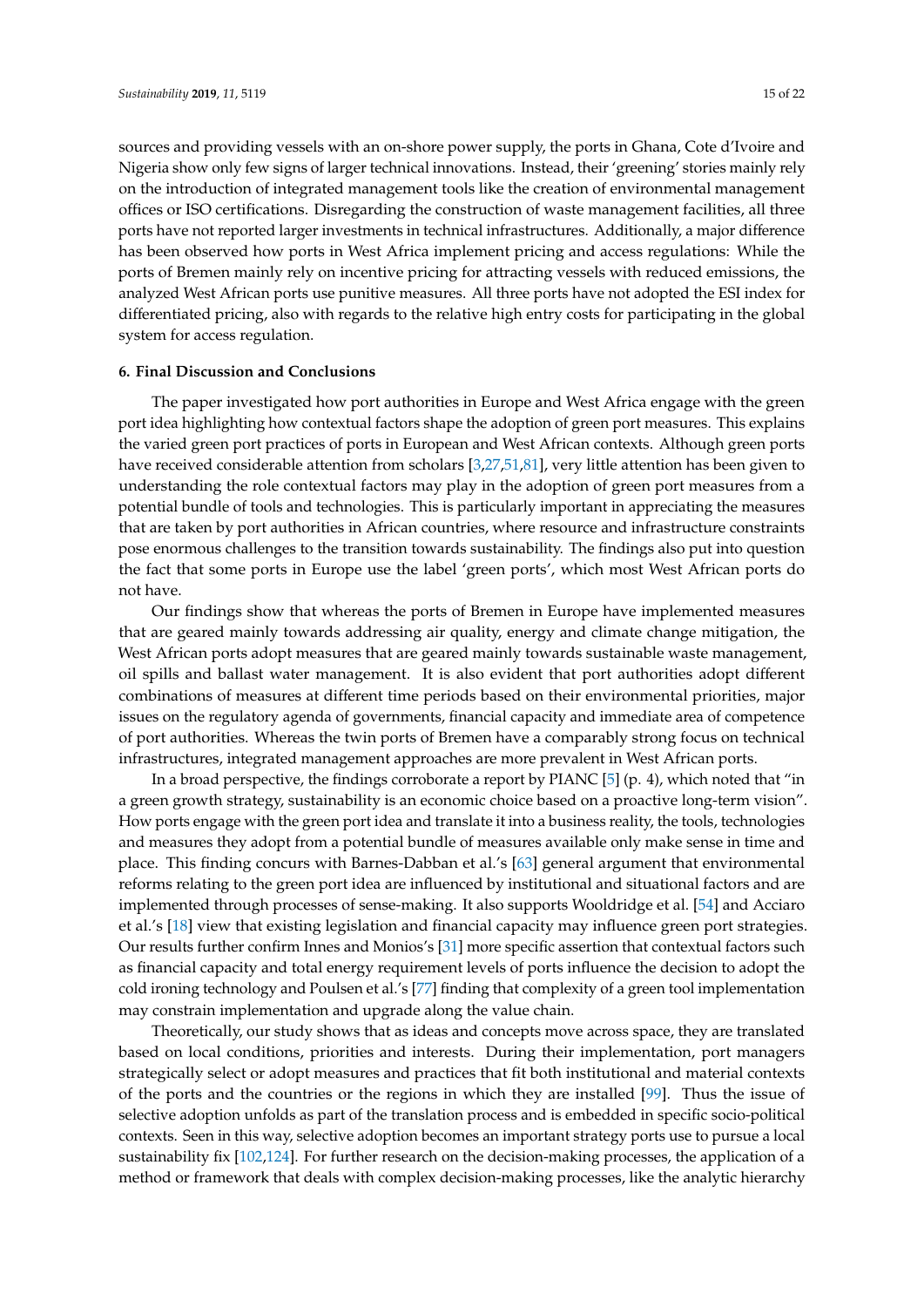sources and providing vessels with an on-shore power supply, the ports in Ghana, Cote d'Ivoire and Nigeria show only few signs of larger technical innovations. Instead, their 'greening' stories mainly rely on the introduction of integrated management tools like the creation of environmental management offices or ISO certifications. Disregarding the construction of waste management facilities, all three ports have not reported larger investments in technical infrastructures. Additionally, a major difference has been observed how ports in West Africa implement pricing and access regulations: While the ports of Bremen mainly rely on incentive pricing for attracting vessels with reduced emissions, the analyzed West African ports use punitive measures. All three ports have not adopted the ESI index for differentiated pricing, also with regards to the relative high entry costs for participating in the global system for access regulation.

## 6. Final Discussion and Conclusions

The paper investigated how port authorities in Europe and West Africa engage with the green port idea highlighting how contextual factors shape the adoption of green port measures. This explains the varied green port practices of ports in European and West African contexts. Although green ports have received considerable attention from scholars [3,27,51,81], very little attention has been given to understanding the role contextual factors may play in the adoption of green port measures from a potential bundle of tools and technologies. This is particularly important in appreciating the measures that are taken by port authorities in African countries, where resource and infrastructure constraints pose enormous challenges to the transition towards sustainability. The findings also put into question the fact that some ports in Europe use the label 'green ports', which most West African ports do not have.

Our findings show that whereas the ports of Bremen in Europe have implemented measures that are geared mainly towards addressing air quality, energy and climate change mitigation, the West African ports adopt measures that are geared mainly towards sustainable waste management, oil spills and ballast water management. It is also evident that port authorities adopt different combinations of measures at different time periods based on their environmental priorities, major issues on the regulatory agenda of governments, financial capacity and immediate area of competence of port authorities. Whereas the twin ports of Bremen have a comparably strong focus on technical infrastructures, integrated management approaches are more prevalent in West African ports.

In a broad perspective, the findings corroborate a report by PIANC [5] (p. 4), which noted that "in a green growth strategy, sustainability is an economic choice based on a proactive long-term vision". How ports engage with the green port idea and translate it into a business reality, the tools, technologies and measures they adopt from a potential bundle of measures available only make sense in time and place. This finding concurs with Barnes-Dabban et al.'s [63] general argument that environmental reforms relating to the green port idea are influenced by institutional and situational factors and are implemented through processes of sense-making. It also supports Wooldridge et al. [54] and Acciaro et al.'s [18] view that existing legislation and financial capacity may influence green port strategies. Our results further confirm Innes and Monios's [31] more specific assertion that contextual factors such as financial capacity and total energy requirement levels of ports influence the decision to adopt the cold ironing technology and Poulsen et al.'s [77] finding that complexity of a green tool implementation may constrain implementation and upgrade along the value chain.

Theoretically, our study shows that as ideas and concepts move across space, they are translated based on local conditions, priorities and interests. During their implementation, port managers strategically select or adopt measures and practices that fit both institutional and material contexts of the ports and the countries or the regions in which they are installed [99]. Thus the issue of selective adoption unfolds as part of the translation process and is embedded in specific socio-political contexts. Seen in this way, selective adoption becomes an important strategy ports use to pursue a local sustainability fix [102,124]. For further research on the decision-making processes, the application of a method or framework that deals with complex decision-making processes, like the analytic hierarchy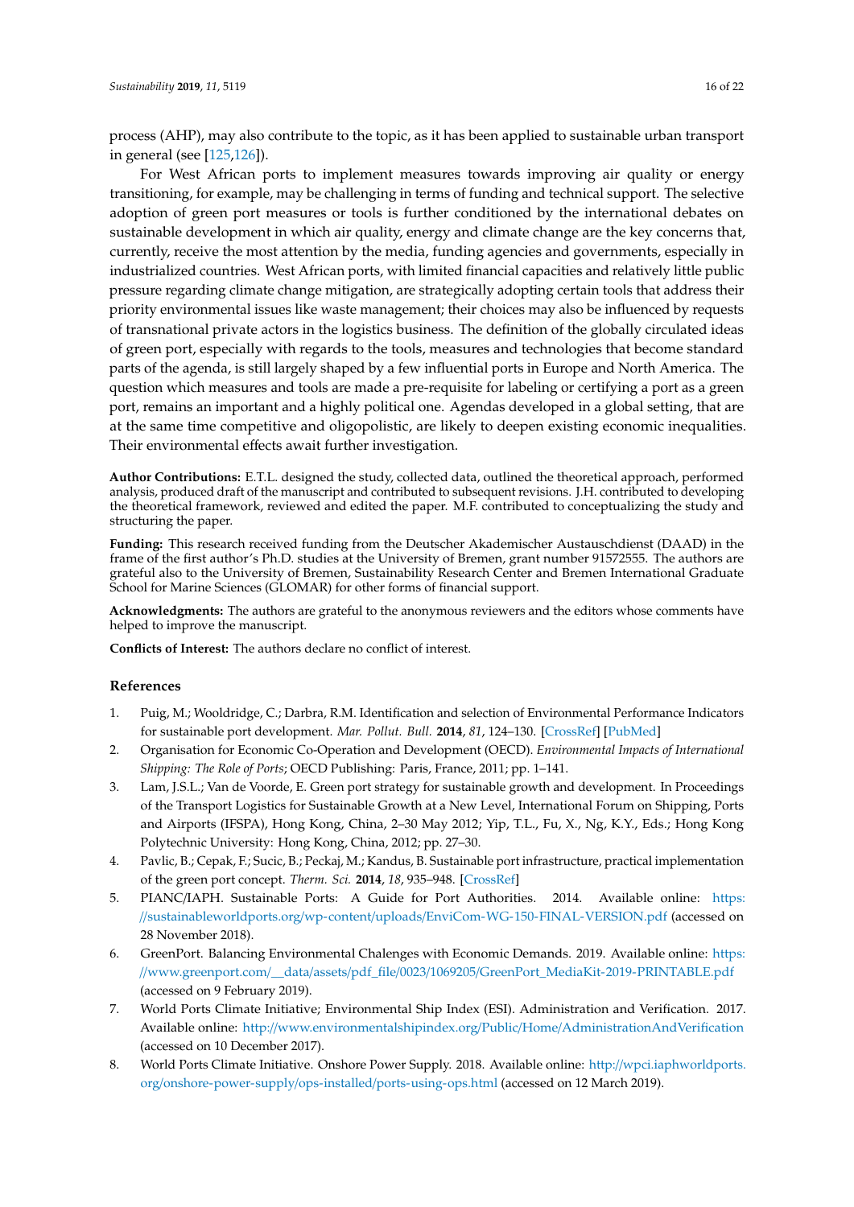process (AHP), may also contribute to the topic, as it has been applied to sustainable urban transport in general (see [125,126]).

For West African ports to implement measures towards improving air quality or energy transitioning, for example, may be challenging in terms of funding and technical support. The selective adoption of green port measures or tools is further conditioned by the international debates on sustainable development in which air quality, energy and climate change are the key concerns that, currently, receive the most attention by the media, funding agencies and governments, especially in industrialized countries. West African ports, with limited financial capacities and relatively little public pressure regarding climate change mitigation, are strategically adopting certain tools that address their priority environmental issues like waste management; their choices may also be influenced by requests of transnational private actors in the logistics business. The definition of the globally circulated ideas of green port, especially with regards to the tools, measures and technologies that become standard parts of the agenda, is still largely shaped by a few influential ports in Europe and North America. The question which measures and tools are made a pre-requisite for labeling or certifying a port as a green port, remains an important and a highly political one. Agendas developed in a global setting, that are at the same time competitive and oligopolistic, are likely to deepen existing economic inequalities. Their environmental effects await further investigation.

**Author Contributions:** E.T.L. designed the study, collected data, outlined the theoretical approach, performed analysis, produced draft of the manuscript and contributed to subsequent revisions. J.H. contributed to developing the theoretical framework, reviewed and edited the paper. M.F. contributed to conceptualizing the study and structuring the paper.

**Funding:** This research received funding from the Deutscher Akademischer Austauschdienst (DAAD) in the frame of the first author's Ph.D. studies at the University of Bremen, grant number 91572555. The authors are grateful also to the University of Bremen, Sustainability Research Center and Bremen International Graduate School for Marine Sciences (GLOMAR) for other forms of financial support.

**Acknowledgments:** The authors are grateful to the anonymous reviewers and the editors whose comments have helped to improve the manuscript.

**Conflicts of Interest:** The authors declare no conflict of interest.

## References

1. Puig, M.; Wooldridge, C.; Darbra, R.M. Identification and selection of Environmental Performance Indicators for sustainable port development. *Mar. Pollut. Bull.* **2014**, *81*, 124–130. [CrossRef] [PubMed]
2. Organisation for Economic Co-Operation and Development (OECD). *Environmental Impacts of International Shipping: The Role of Ports*; OECD Publishing: Paris, France, 2011; pp. 1–141.
3. Lam, J.S.L.; Van de Voorde, E. Green port strategy for sustainable growth and development. In Proceedings of the Transport Logistics for Sustainable Growth at a New Level, International Forum on Shipping, Ports and Airports (IFSPA), Hong Kong, China, 2–30 May 2012; Yip, T.L., Fu, X., Ng, K.Y., Eds.; Hong Kong Polytechnic University: Hong Kong, China, 2012; pp. 27–30.
4. Pavlic, B.; Cepak, F.; Sucic, B.; Peckaj, M.; Kandus, B. Sustainable port infrastructure, practical implementation of the green port concept. *Therm. Sci.* **2014**, *18*, 935–948. [CrossRef]
5. PIANC/IAPH. Sustainable Ports: A Guide for Port Authorities. 2014. Available online: https://sustainableworldports.org/wp-content/uploads/EnviCom-WG-150-FINAL-VERSION.pdf (accessed on 28 November 2018).
6. GreenPort. Balancing Environmental Chalenges with Economic Demands. 2019. Available online: https://www.greenport.com/__data/assets/pdf_file/0023/1069205/GreenPort_MediaKit-2019-PRINTABLE.pdf (accessed on 9 February 2019).
7. World Ports Climate Initiative; Environmental Ship Index (ESI). Administration and Verification. 2017. Available online: http://www.environmentalshipindex.org/Public/Home/AdministrationAndVerification (accessed on 10 December 2017).
8. World Ports Climate Initiative. Onshore Power Supply. 2018. Available online: http://wpci.iaphworldports.org/onshore-power-supply/ops-installed/ports-using-ops.html (accessed on 12 March 2019).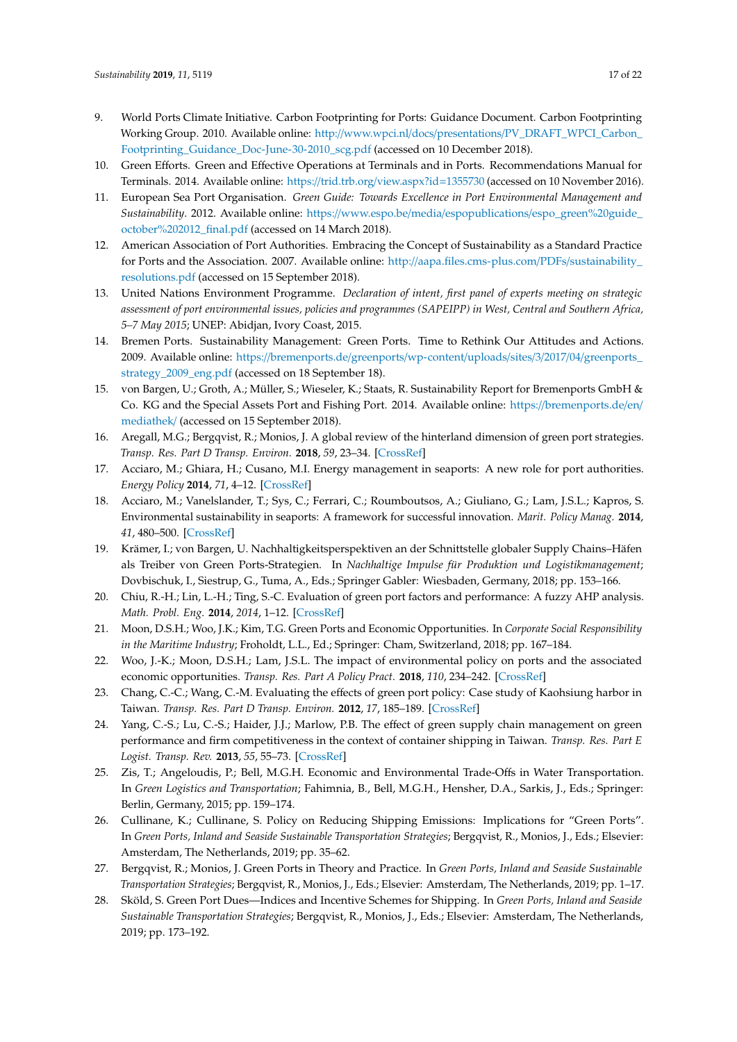9. World Ports Climate Initiative. Carbon Footprinting for Ports: Guidance Document. Carbon Footprinting Working Group. 2010. Available online: http://www.wpci.nl/docs/presentations/PV_DRAFT_WPCI_Carbon_Footprinting_Guidance_Doc-June-30-2010_scg.pdf (accessed on 10 December 2018).
10. Green Efforts. Green and Effective Operations at Terminals and in Ports. Recommendations Manual for Terminals. 2014. Available online: https://trid.trb.org/view.aspx?id=1355730 (accessed on 10 November 2016).
11. European Sea Port Organisation. *Green Guide: Towards Excellence in Port Environmental Management and Sustainability*. 2012. Available online: https://www.espo.be/media/espopublications/espo_green%20guide_october%202012_final.pdf (accessed on 14 March 2018).
12. American Association of Port Authorities. Embracing the Concept of Sustainability as a Standard Practice for Ports and the Association. 2007. Available online: http://aapa.files.cms-plus.com/PDFs/sustainability_resolutions.pdf (accessed on 15 September 2018).
13. United Nations Environment Programme. *Declaration of intent, first panel of experts meeting on strategic assessment of port environmental issues, policies and programmes (SAPEIPP) in West, Central and Southern Africa, 5–7 May 2015*; UNEP: Abidjan, Ivory Coast, 2015.
14. Bremen Ports. Sustainability Management: Green Ports. Time to Rethink Our Attitudes and Actions. 2009. Available online: https://bremenports.de/greenports/wp-content/uploads/sites/3/2017/04/greenports_strategy_2009_eng.pdf (accessed on 18 September 18).
15. von Bargen, U.; Groth, A.; Müller, S.; Wieseler, K.; Staats, R. Sustainability Report for Bremenports GmbH & Co. KG and the Special Assets Port and Fishing Port. 2014. Available online: https://bremenports.de/en/mediathek/ (accessed on 15 September 2018).
16. Aregall, M.G.; Bergqvist, R.; Monios, J. A global review of the hinterland dimension of green port strategies. *Transp. Res. Part D Transp. Environ.* **2018**, *59*, 23–34. [CrossRef]
17. Acciaro, M.; Ghiara, H.; Cusano, M.I. Energy management in seaports: A new role for port authorities. *Energy Policy* **2014**, *71*, 4–12. [CrossRef]
18. Acciaro, M.; Vanelslander, T.; Sys, C.; Ferrari, C.; Roumboutsos, A.; Giuliano, G.; Lam, J.S.L.; Kapros, S. Environmental sustainability in seaports: A framework for successful innovation. *Marit. Policy Manag.* **2014**, *41*, 480–500. [CrossRef]
19. Krämer, I.; von Bargen, U. Nachhaltigkeitsperspektiven an der Schnittstelle globaler Supply Chains–Häfen als Treiber von Green Ports-Strategien. In *Nachhaltige Impulse für Produktion und Logistikmanagement*; Dovbischuk, I., Siestrup, G., Tuma, A., Eds.; Springer Gabler: Wiesbaden, Germany, 2018; pp. 153–166.
20. Chiu, R.-H.; Lin, L.-H.; Ting, S.-C. Evaluation of green port factors and performance: A fuzzy AHP analysis. *Math. Probl. Eng.* **2014**, *2014*, 1–12. [CrossRef]
21. Moon, D.S.H.; Woo, J.K.; Kim, T.G. Green Ports and Economic Opportunities. In *Corporate Social Responsibility in the Maritime Industry*; Froholdt, L.L., Ed.; Springer: Cham, Switzerland, 2018; pp. 167–184.
22. Woo, J.-K.; Moon, D.S.H.; Lam, J.S.L. The impact of environmental policy on ports and the associated economic opportunities. *Transp. Res. Part A Policy Pract.* **2018**, *110*, 234–242. [CrossRef]
23. Chang, C.-C.; Wang, C.-M. Evaluating the effects of green port policy: Case study of Kaohsiung harbor in Taiwan. *Transp. Res. Part D Transp. Environ.* **2012**, *17*, 185–189. [CrossRef]
24. Yang, C.-S.; Lu, C.-S.; Haider, J.J.; Marlow, P.B. The effect of green supply chain management on green performance and firm competitiveness in the context of container shipping in Taiwan. *Transp. Res. Part E Logist. Transp. Rev.* **2013**, *55*, 55–73. [CrossRef]
25. Zis, T.; Angeloudis, P.; Bell, M.G.H. Economic and Environmental Trade-Offs in Water Transportation. In *Green Logistics and Transportation*; Fahimnia, B., Bell, M.G.H., Hensher, D.A., Sarkis, J., Eds.; Springer: Berlin, Germany, 2015; pp. 159–174.
26. Cullinane, K.; Cullinane, S. Policy on Reducing Shipping Emissions: Implications for "Green Ports". In *Green Ports, Inland and Seaside Sustainable Transportation Strategies*; Bergqvist, R., Monios, J., Eds.; Elsevier: Amsterdam, The Netherlands, 2019; pp. 35–62.
27. Bergqvist, R.; Monios, J. Green Ports in Theory and Practice. In *Green Ports, Inland and Seaside Sustainable Transportation Strategies*; Bergqvist, R., Monios, J., Eds.; Elsevier: Amsterdam, The Netherlands, 2019; pp. 1–17.
28. Sköld, S. Green Port Dues—Indices and Incentive Schemes for Shipping. In *Green Ports, Inland and Seaside Sustainable Transportation Strategies*; Bergqvist, R., Monios, J., Eds.; Elsevier: Amsterdam, The Netherlands, 2019; pp. 173–192.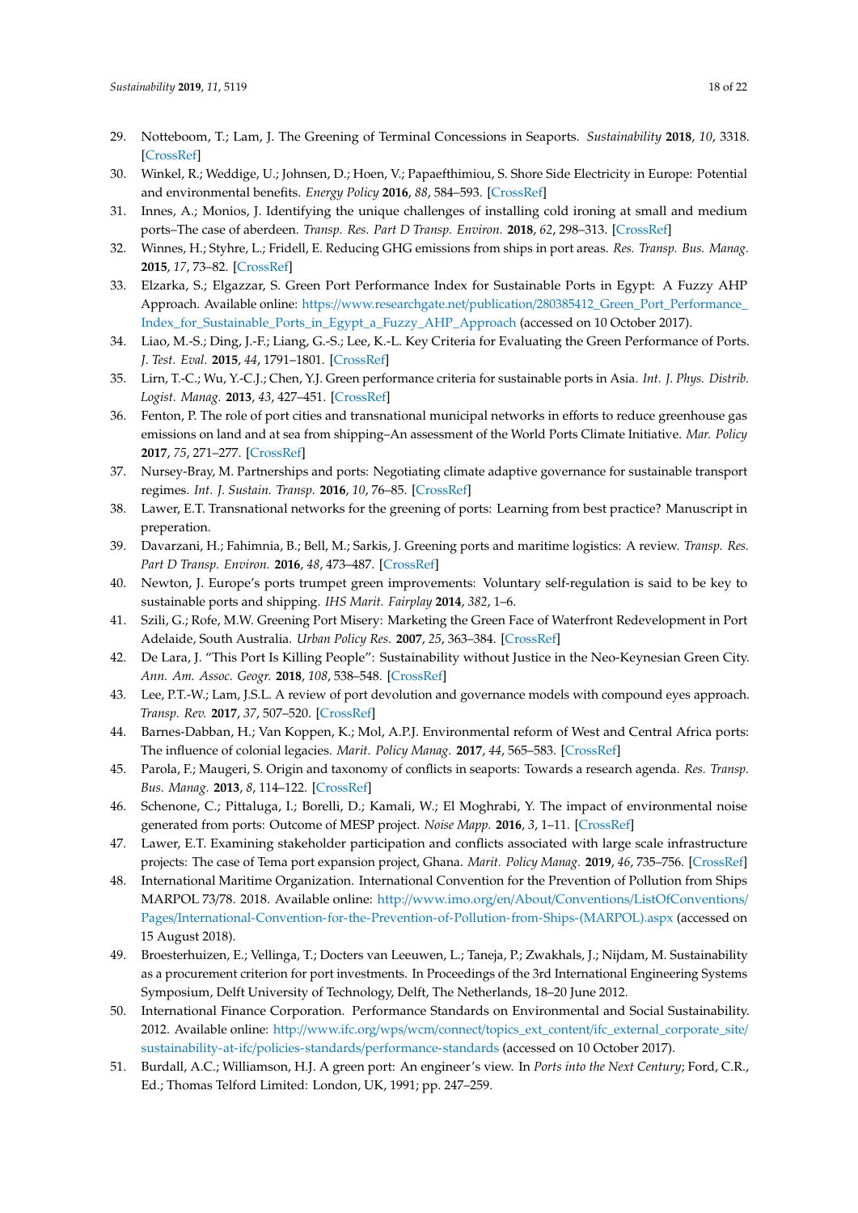29. Notteboom, T.; Lam, J. The Greening of Terminal Concessions in Seaports. *Sustainability* **2018**, *10*, 3318. [CrossRef]
30. Winkel, R.; Weddige, U.; Johnsen, D.; Hoen, V.; Papaefthimiou, S. Shore Side Electricity in Europe: Potential and environmental benefits. *Energy Policy* **2016**, *88*, 584–593. [CrossRef]
31. Innes, A.; Monios, J. Identifying the unique challenges of installing cold ironing at small and medium ports–The case of aberdeen. *Transp. Res. Part D Transp. Environ.* **2018**, *62*, 298–313. [CrossRef]
32. Winnes, H.; Styhre, L.; Fridell, E. Reducing GHG emissions from ships in port areas. *Res. Transp. Bus. Manag.* **2015**, *17*, 73–82. [CrossRef]
33. Elzarka, S.; Elgazzar, S. Green Port Performance Index for Sustainable Ports in Egypt: A Fuzzy AHP Approach. Available online: https://www.researchgate.net/publication/280385412_Green_Port_Performance_Index_for_Sustainable_Ports_in_Egypt_a_Fuzzy_AHP_Approach (accessed on 10 October 2017).
34. Liao, M.-S.; Ding, J.-F.; Liang, G.-S.; Lee, K.-L. Key Criteria for Evaluating the Green Performance of Ports. *J. Test. Eval.* **2015**, *44*, 1791–1801. [CrossRef]
35. Lirn, T.-C.; Wu, Y.-C.J.; Chen, Y.J. Green performance criteria for sustainable ports in Asia. *Int. J. Phys. Distrib. Logist. Manag.* **2013**, *43*, 427–451. [CrossRef]
36. Fenton, P. The role of port cities and transnational municipal networks in efforts to reduce greenhouse gas emissions on land and at sea from shipping–An assessment of the World Ports Climate Initiative. *Mar. Policy* **2017**, *75*, 271–277. [CrossRef]
37. Nursey-Bray, M. Partnerships and ports: Negotiating climate adaptive governance for sustainable transport regimes. *Int. J. Sustain. Transp.* **2016**, *10*, 76–85. [CrossRef]
38. Lawer, E.T. Transnational networks for the greening of ports: Learning from best practice? Manuscript in preperation.
39. Davarzani, H.; Fahimnia, B.; Bell, M.; Sarkis, J. Greening ports and maritime logistics: A review. *Transp. Res. Part D Transp. Environ.* **2016**, *48*, 473–487. [CrossRef]
40. Newton, J. Europe's ports trumpet green improvements: Voluntary self-regulation is said to be key to sustainable ports and shipping. *IHS Marit. Fairplay* **2014**, *382*, 1–6.
41. Szili, G.; Rofe, M.W. Greening Port Misery: Marketing the Green Face of Waterfront Redevelopment in Port Adelaide, South Australia. *Urban Policy Res.* **2007**, *25*, 363–384. [CrossRef]
42. De Lara, J. "This Port Is Killing People": Sustainability without Justice in the Neo-Keynesian Green City. *Ann. Am. Assoc. Geogr.* **2018**, *108*, 538–548. [CrossRef]
43. Lee, P.T.-W.; Lam, J.S.L. A review of port devolution and governance models with compound eyes approach. *Transp. Rev.* **2017**, *37*, 507–520. [CrossRef]
44. Barnes-Dabban, H.; Van Koppen, K.; Mol, A.P.J. Environmental reform of West and Central Africa ports: The influence of colonial legacies. *Marit. Policy Manag.* **2017**, *44*, 565–583. [CrossRef]
45. Parola, F.; Maugeri, S. Origin and taxonomy of conflicts in seaports: Towards a research agenda. *Res. Transp. Bus. Manag.* **2013**, *8*, 114–122. [CrossRef]
46. Schenone, C.; Pittaluga, I.; Borelli, D.; Kamali, W.; El Moghrabi, Y. The impact of environmental noise generated from ports: Outcome of MESP project. *Noise Mapp.* **2016**, *3*, 1–11. [CrossRef]
47. Lawer, E.T. Examining stakeholder participation and conflicts associated with large scale infrastructure projects: The case of Tema port expansion project, Ghana. *Marit. Policy Manag.* **2019**, *46*, 735–756. [CrossRef]
48. International Maritime Organization. International Convention for the Prevention of Pollution from Ships MARPOL 73/78. 2018. Available online: http://www.imo.org/en/About/Conventions/ListOfConventions/Pages/International-Convention-for-the-Prevention-of-Pollution-from-Ships-(MARPOL).aspx (accessed on 15 August 2018).
49. Broesterhuizen, E.; Vellinga, T.; Docters van Leeuwen, L.; Taneja, P.; Zwakhals, J.; Nijdam, M. Sustainability as a procurement criterion for port investments. In Proceedings of the 3rd International Engineering Systems Symposium, Delft University of Technology, Delft, The Netherlands, 18–20 June 2012.
50. International Finance Corporation. Performance Standards on Environmental and Social Sustainability. 2012. Available online: http://www.ifc.org/wps/wcm/connect/topics_ext_content/ifc_external_corporate_site/sustainability-at-ifc/policies-standards/performance-standards (accessed on 10 October 2017).
51. Burdall, A.C.; Williamson, H.J. A green port: An engineer's view. In *Ports into the Next Century*; Ford, C.R., Ed.; Thomas Telford Limited: London, UK, 1991; pp. 247–259.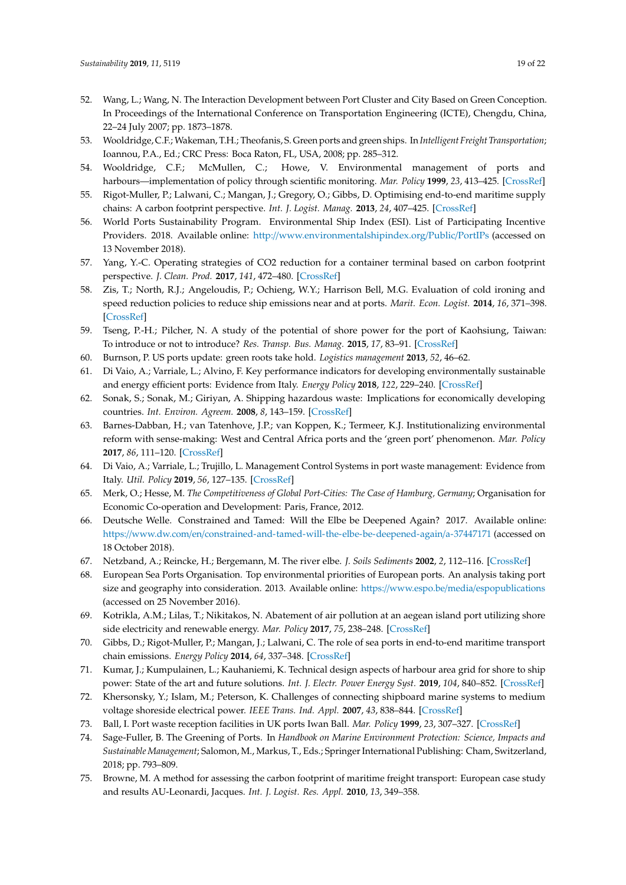52. Wang, L.; Wang, N. The Interaction Development between Port Cluster and City Based on Green Conception. In Proceedings of the International Conference on Transportation Engineering (ICTE), Chengdu, China, 22–24 July 2007; pp. 1873–1878.
53. Wooldridge, C.F.; Wakeman, T.H.; Theofanis, S. Green ports and green ships. In *Intelligent Freight Transportation*; Ioannou, P.A., Ed.; CRC Press: Boca Raton, FL, USA, 2008; pp. 285–312.
54. Wooldridge, C.F.; McMullen, C.; Howe, V. Environmental management of ports and harbours—implementation of policy through scientific monitoring. *Mar. Policy* **1999**, *23*, 413–425. [CrossRef]
55. Rigot-Muller, P.; Lalwani, C.; Mangan, J.; Gregory, O.; Gibbs, D. Optimising end-to-end maritime supply chains: A carbon footprint perspective. *Int. J. Logist. Manag.* **2013**, *24*, 407–425. [CrossRef]
56. World Ports Sustainability Program. Environmental Ship Index (ESI). List of Participating Incentive Providers. 2018. Available online: http://www.environmentalshipindex.org/Public/PortIPs (accessed on 13 November 2018).
57. Yang, Y.-C. Operating strategies of CO2 reduction for a container terminal based on carbon footprint perspective. *J. Clean. Prod.* **2017**, *141*, 472–480. [CrossRef]
58. Zis, T.; North, R.J.; Angeloudis, P.; Ochieng, W.Y.; Harrison Bell, M.G. Evaluation of cold ironing and speed reduction policies to reduce ship emissions near and at ports. *Marit. Econ. Logist.* **2014**, *16*, 371–398. [CrossRef]
59. Tseng, P.-H.; Pilcher, N. A study of the potential of shore power for the port of Kaohsiung, Taiwan: To introduce or not to introduce? *Res. Transp. Bus. Manag.* **2015**, *17*, 83–91. [CrossRef]
60. Burnson, P. US ports update: green roots take hold. *Logistics management* **2013**, *52*, 46–62.
61. Di Vaio, A.; Varriale, L.; Alvino, F. Key performance indicators for developing environmentally sustainable and energy efficient ports: Evidence from Italy. *Energy Policy* **2018**, *122*, 229–240. [CrossRef]
62. Sonak, S.; Sonak, M.; Giriyan, A. Shipping hazardous waste: Implications for economically developing countries. *Int. Environ. Agreem.* **2008**, *8*, 143–159. [CrossRef]
63. Barnes-Dabban, H.; van Tatenhove, J.P.; van Koppen, K.; Termeer, K.J. Institutionalizing environmental reform with sense-making: West and Central Africa ports and the 'green port' phenomenon. *Mar. Policy* **2017**, *86*, 111–120. [CrossRef]
64. Di Vaio, A.; Varriale, L.; Trujillo, L. Management Control Systems in port waste management: Evidence from Italy. *Util. Policy* **2019**, *56*, 127–135. [CrossRef]
65. Merk, O.; Hesse, M. *The Competitiveness of Global Port-Cities: The Case of Hamburg, Germany*; Organisation for Economic Co-operation and Development: Paris, France, 2012.
66. Deutsche Welle. Constrained and Tamed: Will the Elbe be Deepened Again? 2017. Available online: https://www.dw.com/en/constrained-and-tamed-will-the-elbe-be-deepened-again/a-37447171 (accessed on 18 October 2018).
67. Netzband, A.; Reincke, H.; Bergemann, M. The river elbe. *J. Soils Sediments* **2002**, *2*, 112–116. [CrossRef]
68. European Sea Ports Organisation. Top environmental priorities of European ports. An analysis taking port size and geography into consideration. 2013. Available online: https://www.espo.be/media/espopublications (accessed on 25 November 2016).
69. Kotrikla, A.M.; Lilas, T.; Nikitakos, N. Abatement of air pollution at an aegean island port utilizing shore side electricity and renewable energy. *Mar. Policy* **2017**, *75*, 238–248. [CrossRef]
70. Gibbs, D.; Rigot-Muller, P.; Mangan, J.; Lalwani, C. The role of sea ports in end-to-end maritime transport chain emissions. *Energy Policy* **2014**, *64*, 337–348. [CrossRef]
71. Kumar, J.; Kumpulainen, L.; Kauhaniemi, K. Technical design aspects of harbour area grid for shore to ship power: State of the art and future solutions. *Int. J. Electr. Power Energy Syst.* **2019**, *104*, 840–852. [CrossRef]
72. Khersonsky, Y.; Islam, M.; Peterson, K. Challenges of connecting shipboard marine systems to medium voltage shoreside electrical power. *IEEE Trans. Ind. Appl.* **2007**, *43*, 838–844. [CrossRef]
73. Ball, I. Port waste reception facilities in UK ports Iwan Ball. *Mar. Policy* **1999**, *23*, 307–327. [CrossRef]
74. Sage-Fuller, B. The Greening of Ports. In *Handbook on Marine Environment Protection: Science, Impacts and Sustainable Management*; Salomon, M., Markus, T., Eds.; Springer International Publishing: Cham, Switzerland, 2018; pp. 793–809.
75. Browne, M. A method for assessing the carbon footprint of maritime freight transport: European case study and results AU-Leonardi, Jacques. *Int. J. Logist. Res. Appl.* **2010**, *13*, 349–358.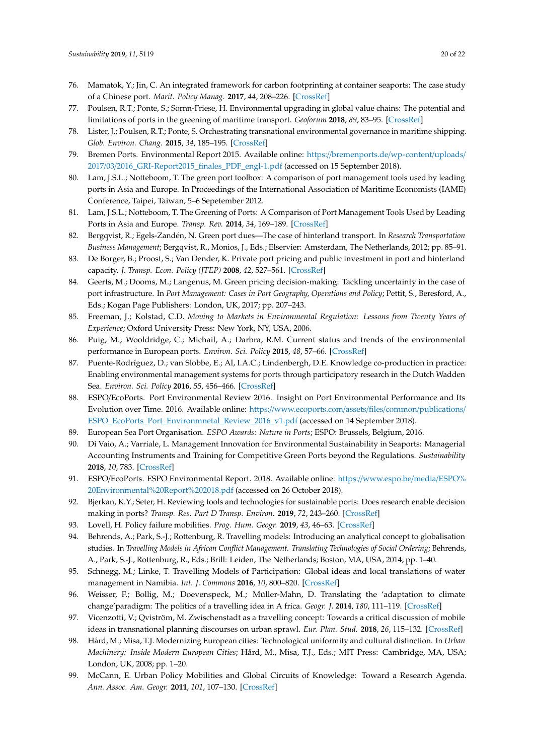76. Mamatok, Y.; Jin, C. An integrated framework for carbon footprinting at container seaports: The case study of a Chinese port. *Marit. Policy Manag.* **2017**, *44*, 208–226. [CrossRef]
77. Poulsen, R.T.; Ponte, S.; Sornn-Friese, H. Environmental upgrading in global value chains: The potential and limitations of ports in the greening of maritime transport. *Geoforum* **2018**, *89*, 83–95. [CrossRef]
78. Lister, J.; Poulsen, R.T.; Ponte, S. Orchestrating transnational environmental governance in maritime shipping. *Glob. Environ. Chang.* **2015**, *34*, 185–195. [CrossRef]
79. Bremen Ports. Environmental Report 2015. Available online: https://bremenports.de/wp-content/uploads/2017/03/2016_GRI-Report2015_finales_PDF_engl-1.pdf (accessed on 15 September 2018).
80. Lam, J.S.L.; Notteboom, T. The green port toolbox: A comparison of port management tools used by leading ports in Asia and Europe. In Proceedings of the International Association of Maritime Economists (IAME) Conference, Taipei, Taiwan, 5–6 Sepetember 2012.
81. Lam, J.S.L.; Notteboom, T. The Greening of Ports: A Comparison of Port Management Tools Used by Leading Ports in Asia and Europe. *Transp. Rev.* **2014**, *34*, 169–189. [CrossRef]
82. Bergqvist, R.; Egels-Zandén, N. Green port dues—The case of hinterland transport. In *Research Transportation Business Management*; Bergqvist, R., Monios, J., Eds.; Elservier: Amsterdam, The Netherlands, 2012; pp. 85–91.
83. De Borger, B.; Proost, S.; Van Dender, K. Private port pricing and public investment in port and hinterland capacity. *J. Transp. Econ. Policy (JTEP)* **2008**, *42*, 527–561. [CrossRef]
84. Geerts, M.; Dooms, M.; Langenus, M. Green pricing decision-making: Tackling uncertainty in the case of port infrastructure. In *Port Management: Cases in Port Geography, Operations and Policy*; Pettit, S., Beresford, A., Eds.; Kogan Page Publishers: London, UK, 2017; pp. 207–243.
85. Freeman, J.; Kolstad, C.D. *Moving to Markets in Environmental Regulation: Lessons from Twenty Years of Experience*; Oxford University Press: New York, NY, USA, 2006.
86. Puig, M.; Wooldridge, C.; Michail, A.; Darbra, R.M. Current status and trends of the environmental performance in European ports. *Environ. Sci. Policy* **2015**, *48*, 57–66. [CrossRef]
87. Puente-Rodríguez, D.; van Slobbe, E.; Al, I.A.C.; Lindenbergh, D.E. Knowledge co-production in practice: Enabling environmental management systems for ports through participatory research in the Dutch Wadden Sea. *Environ. Sci. Policy* **2016**, *55*, 456–466. [CrossRef]
88. ESPO/EcoPorts. Port Environmental Review 2016. Insight on Port Environmental Performance and Its Evolution over Time. 2016. Available online: https://www.ecoports.com/assets/files/common/publications/ESPO_EcoPorts_Port_Environmnetal_Review_2016_v1.pdf (accessed on 14 September 2018).
89. European Sea Port Organisation. *ESPO Awards: Nature in Ports*; ESPO: Brussels, Belgium, 2016.
90. Di Vaio, A.; Varriale, L. Management Innovation for Environmental Sustainability in Seaports: Managerial Accounting Instruments and Training for Competitive Green Ports beyond the Regulations. *Sustainability* **2018**, *10*, 783. [CrossRef]
91. ESPO/EcoPorts. ESPO Environmental Report. 2018. Available online: https://www.espo.be/media/ESPO%20Environmental%20Report%202018.pdf (accessed on 26 October 2018).
92. Bjerkan, K.Y.; Seter, H. Reviewing tools and technologies for sustainable ports: Does research enable decision making in ports? *Transp. Res. Part D Transp. Environ.* **2019**, *72*, 243–260. [CrossRef]
93. Lovell, H. Policy failure mobilities. *Prog. Hum. Geogr.* **2019**, *43*, 46–63. [CrossRef]
94. Behrends, A.; Park, S.-J.; Rottenburg, R. Travelling models: Introducing an analytical concept to globalisation studies. In *Travelling Models in African Conflict Management. Translating Technologies of Social Ordering*; Behrends, A., Park, S.-J., Rottenburg, R., Eds.; Brill: Leiden, The Netherlands; Boston, MA, USA, 2014; pp. 1–40.
95. Schnegg, M.; Linke, T. Travelling Models of Participation: Global ideas and local translations of water management in Namibia. *Int. J. Commons* **2016**, *10*, 800–820. [CrossRef]
96. Weisser, F.; Bollig, M.; Doevenspeck, M.; Müller-Mahn, D. Translating the 'adaptation to climate change'paradigm: The politics of a travelling idea in A frica. *Geogr. J.* **2014**, *180*, 111–119. [CrossRef]
97. Vicenzotti, V.; Qviström, M. Zwischenstadt as a travelling concept: Towards a critical discussion of mobile ideas in transnational planning discourses on urban sprawl. *Eur. Plan. Stud.* **2018**, *26*, 115–132. [CrossRef]
98. Hård, M.; Misa, T.J. Modernizing European cities: Technological uniformity and cultural distinction. In *Urban Machinery: Inside Modern European Cities*; Hård, M., Misa, T.J., Eds.; MIT Press: Cambridge, MA, USA; London, UK, 2008; pp. 1–20.
99. McCann, E. Urban Policy Mobilities and Global Circuits of Knowledge: Toward a Research Agenda. *Ann. Assoc. Am. Geogr.* **2011**, *101*, 107–130. [CrossRef]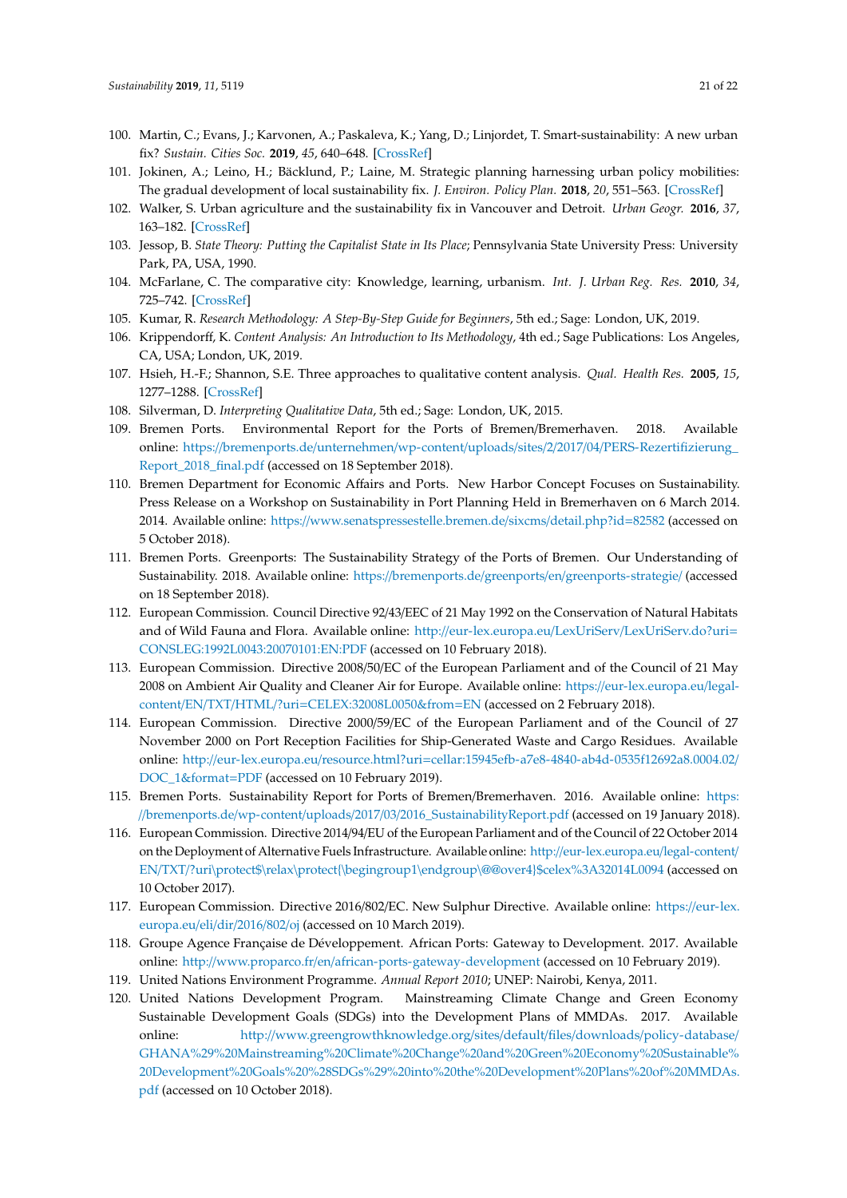100. Martin, C.; Evans, J.; Karvonen, A.; Paskaleva, K.; Yang, D.; Linjordet, T. Smart-sustainability: A new urban fix? *Sustain. Cities Soc.* **2019**, *45*, 640–648. [CrossRef]
101. Jokinen, A.; Leino, H.; Bäcklund, P.; Laine, M. Strategic planning harnessing urban policy mobilities: The gradual development of local sustainability fix. *J. Environ. Policy Plan.* **2018**, *20*, 551–563. [CrossRef]
102. Walker, S. Urban agriculture and the sustainability fix in Vancouver and Detroit. *Urban Geogr.* **2016**, *37*, 163–182. [CrossRef]
103. Jessop, B. *State Theory: Putting the Capitalist State in Its Place*; Pennsylvania State University Press: University Park, PA, USA, 1990.
104. McFarlane, C. The comparative city: Knowledge, learning, urbanism. *Int. J. Urban Reg. Res.* **2010**, *34*, 725–742. [CrossRef]
105. Kumar, R. *Research Methodology: A Step-By-Step Guide for Beginners*, 5th ed.; Sage: London, UK, 2019.
106. Krippendorff, K. *Content Analysis: An Introduction to Its Methodology*, 4th ed.; Sage Publications: Los Angeles, CA, USA; London, UK, 2019.
107. Hsieh, H.-F.; Shannon, S.E. Three approaches to qualitative content analysis. *Qual. Health Res.* **2005**, *15*, 1277–1288. [CrossRef]
108. Silverman, D. *Interpreting Qualitative Data*, 5th ed.; Sage: London, UK, 2015.
109. Bremen Ports. Environmental Report for the Ports of Bremen/Bremerhaven. 2018. Available online: https://bremenports.de/unternehmen/wp-content/uploads/sites/2/2017/04/PERS-Rezertifizierung_Report_2018_final.pdf (accessed on 18 September 2018).
110. Bremen Department for Economic Affairs and Ports. New Harbor Concept Focuses on Sustainability. Press Release on a Workshop on Sustainability in Port Planning Held in Bremerhaven on 6 March 2014. 2014. Available online: https://www.senatspressestelle.bremen.de/sixcms/detail.php?id=82582 (accessed on 5 October 2018).
111. Bremen Ports. Greenports: The Sustainability Strategy of the Ports of Bremen. Our Understanding of Sustainability. 2018. Available online: https://bremenports.de/greenports/en/greenports-strategie/ (accessed on 18 September 2018).
112. European Commission. Council Directive 92/43/EEC of 21 May 1992 on the Conservation of Natural Habitats and of Wild Fauna and Flora. Available online: http://eur-lex.europa.eu/LexUriServ/LexUriServ.do?uri=CONSLEG:1992L0043:20070101:EN:PDF (accessed on 10 February 2018).
113. European Commission. Directive 2008/50/EC of the European Parliament and of the Council of 21 May 2008 on Ambient Air Quality and Cleaner Air for Europe. Available online: https://eur-lex.europa.eu/legal-content/EN/TXT/HTML/?uri=CELEX:32008L0050&from=EN (accessed on 2 February 2018).
114. European Commission. Directive 2000/59/EC of the European Parliament and of the Council of 27 November 2000 on Port Reception Facilities for Ship-Generated Waste and Cargo Residues. Available online: http://eur-lex.europa.eu/resource.html?uri=cellar:15945efb-a7e8-4840-ab4d-0535f12692a8.0004.02/DOC_1&format=PDF (accessed on 10 February 2019).
115. Bremen Ports. Sustainability Report for Ports of Bremen/Bremerhaven. 2016. Available online: https://bremenports.de/wp-content/uploads/2017/03/2016_SustainabilityReport.pdf (accessed on 19 January 2018).
116. European Commission. Directive 2014/94/EU of the European Parliament and of the Council of 22 October 2014 on the Deployment of Alternative Fuels Infrastructure. Available online: http://eur-lex.europa.eu/legal-content/EN/TXT/?uri\protect$\relax\protect{\begingroup1\endgroup\@@over4}$celex%3A32014L0094 (accessed on 10 October 2017).
117. European Commission. Directive 2016/802/EC. New Sulphur Directive. Available online: https://eur-lex.europa.eu/eli/dir/2016/802/oj (accessed on 10 March 2019).
118. Groupe Agence Française de Développement. African Ports: Gateway to Development. 2017. Available online: http://www.proparco.fr/en/african-ports-gateway-development (accessed on 10 February 2019).
119. United Nations Environment Programme. *Annual Report 2010*; UNEP: Nairobi, Kenya, 2011.
120. United Nations Development Program. Mainstreaming Climate Change and Green Economy Sustainable Development Goals (SDGs) into the Development Plans of MMDAs. 2017. Available online: http://www.greengrowthknowledge.org/sites/default/files/downloads/policy-database/GHANA%29%20Mainstreaming%20Climate%20Change%20and%20Green%20Economy%20Sustainable%20Development%20Goals%20%28SDGs%29%20into%20the%20Development%20Plans%20of%20MMDAs.pdf (accessed on 10 October 2018).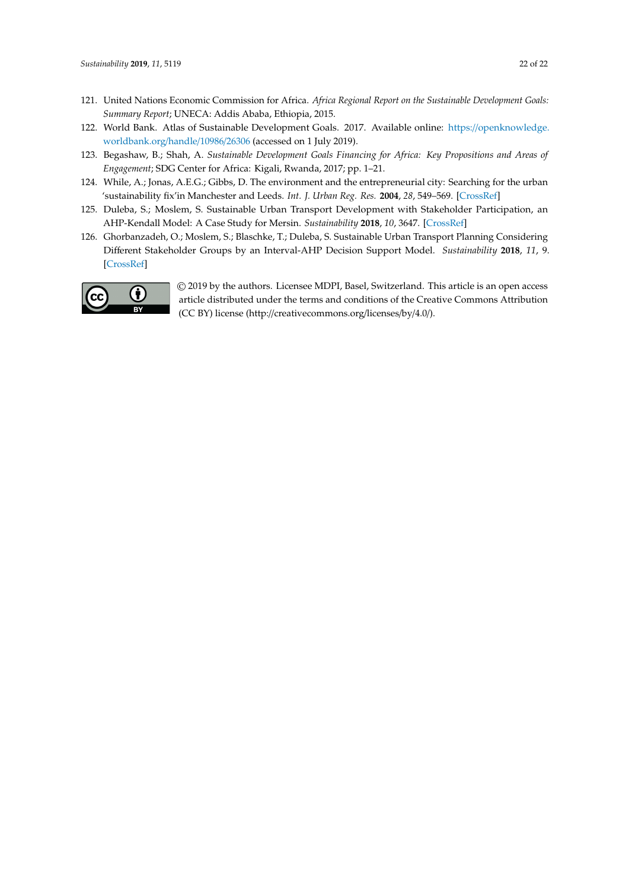121. United Nations Economic Commission for Africa. *Africa Regional Report on the Sustainable Development Goals: Summary Report*; UNECA: Addis Ababa, Ethiopia, 2015.
122. World Bank. Atlas of Sustainable Development Goals. 2017. Available online: https://openknowledge.worldbank.org/handle/10986/26306 (accessed on 1 July 2019).
123. Begashaw, B.; Shah, A. *Sustainable Development Goals Financing for Africa: Key Propositions and Areas of Engagement*; SDG Center for Africa: Kigali, Rwanda, 2017; pp. 1–21.
124. While, A.; Jonas, A.E.G.; Gibbs, D. The environment and the entrepreneurial city: Searching for the urban 'sustainability fix'in Manchester and Leeds. *Int. J. Urban Reg. Res.* **2004**, *28*, 549–569. [CrossRef]
125. Duleba, S.; Moslem, S. Sustainable Urban Transport Development with Stakeholder Participation, an AHP-Kendall Model: A Case Study for Mersin. *Sustainability* **2018**, *10*, 3647. [CrossRef]
126. Ghorbanzadeh, O.; Moslem, S.; Blaschke, T.; Duleba, S. Sustainable Urban Transport Planning Considering Different Stakeholder Groups by an Interval-AHP Decision Support Model. *Sustainability* **2018**, *11*, 9. [CrossRef]

© 2019 by the authors. Licensee MDPI, Basel, Switzerland. This article is an open access article distributed under the terms and conditions of the Creative Commons Attribution (CC BY) license (http://creativecommons.org/licenses/by/4.0/).